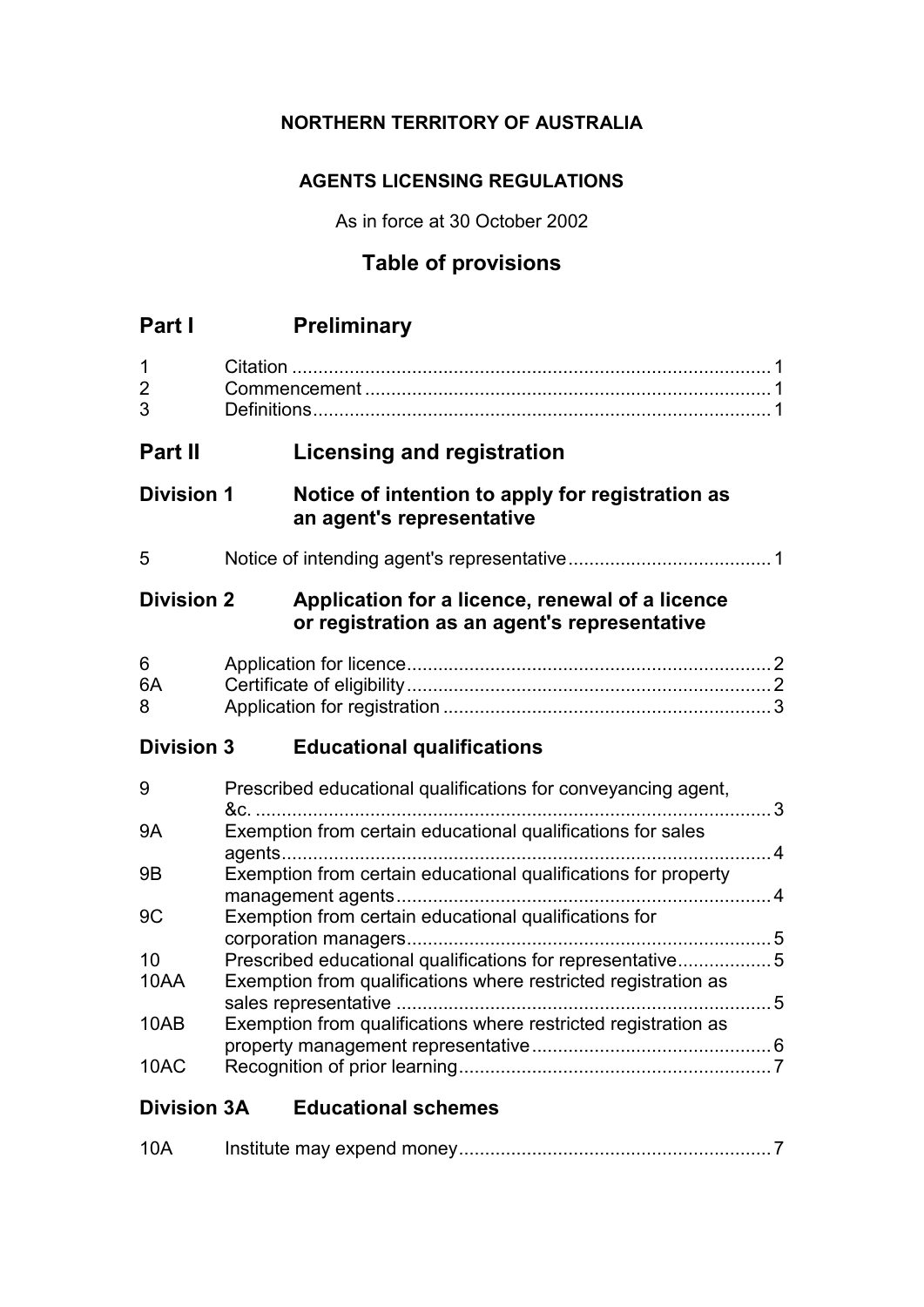**NORTHERN TERRITORY OF AUSTRALIA**

**AGENTS LICENSING REGULATIONS**

As in force at 30 October 2002

# Table of provisions

## Part I Preliminary

1 Citation ... 1
2 Commencement ... 1
3 Definitions ... 1

## Part II Licensing and registration

### Division 1 Notice of intention to apply for registration as an agent's representative

5 Notice of intending agent's representative ... 1

### Division 2 Application for a licence, renewal of a licence or registration as an agent's representative

6 Application for licence ... 2
6A Certificate of eligibility ... 2
8 Application for registration ... 3

### Division 3 Educational qualifications

9 Prescribed educational qualifications for conveyancing agent, &c. ... 3
9A Exemption from certain educational qualifications for sales agents ... 4
9B Exemption from certain educational qualifications for property management agents ... 4
9C Exemption from certain educational qualifications for corporation managers ... 5
10 Prescribed educational qualifications for representative ... 5
10AA Exemption from qualifications where restricted registration as sales representative ... 5
10AB Exemption from qualifications where restricted registration as property management representative ... 6
10AC Recognition of prior learning ... 7

### Division 3A Educational schemes

10A Institute may expend money ... 7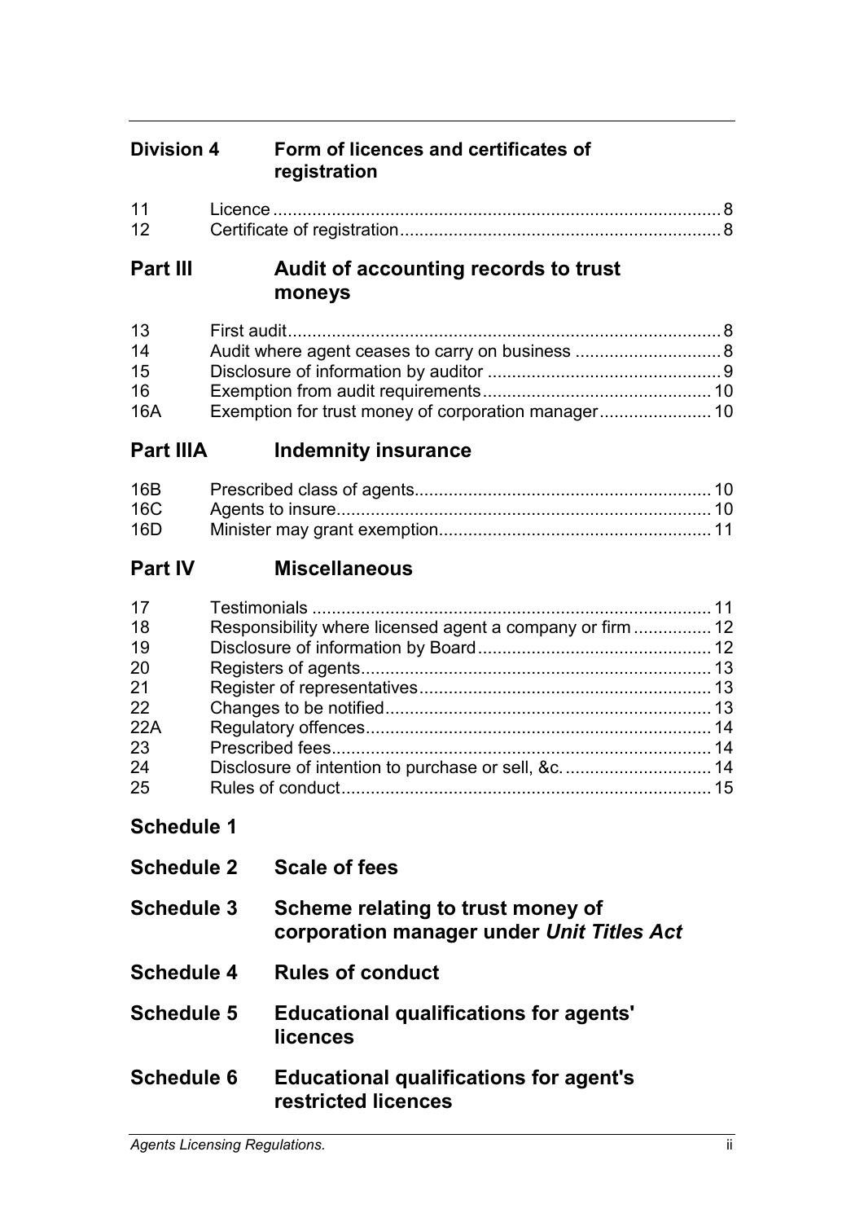## Division 4 Form of licences and certificates of registration

| | | |
|---|---|---|
| 11 | Licence | 8 |
| 12 | Certificate of registration | 8 |

## Part III Audit of accounting records to trust moneys

| | | |
|---|---|---|
| 13 | First audit | 8 |
| 14 | Audit where agent ceases to carry on business | 8 |
| 15 | Disclosure of information by auditor | 9 |
| 16 | Exemption from audit requirements | 10 |
| 16A | Exemption for trust money of corporation manager | 10 |

## Part IIIA Indemnity insurance

| | | |
|---|---|---|
| 16B | Prescribed class of agents | 10 |
| 16C | Agents to insure | 10 |
| 16D | Minister may grant exemption | 11 |

## Part IV Miscellaneous

| | | |
|---|---|---|
| 17 | Testimonials | 11 |
| 18 | Responsibility where licensed agent a company or firm | 12 |
| 19 | Disclosure of information by Board | 12 |
| 20 | Registers of agents | 13 |
| 21 | Register of representatives | 13 |
| 22 | Changes to be notified | 13 |
| 22A | Regulatory offences | 14 |
| 23 | Prescribed fees | 14 |
| 24 | Disclosure of intention to purchase or sell, &c. | 14 |
| 25 | Rules of conduct | 15 |

## Schedule 1

## Schedule 2 Scale of fees

## Schedule 3 Scheme relating to trust money of corporation manager under *Unit Titles Act*

## Schedule 4 Rules of conduct

## Schedule 5 Educational qualifications for agents' licences

## Schedule 6 Educational qualifications for agent's restricted licences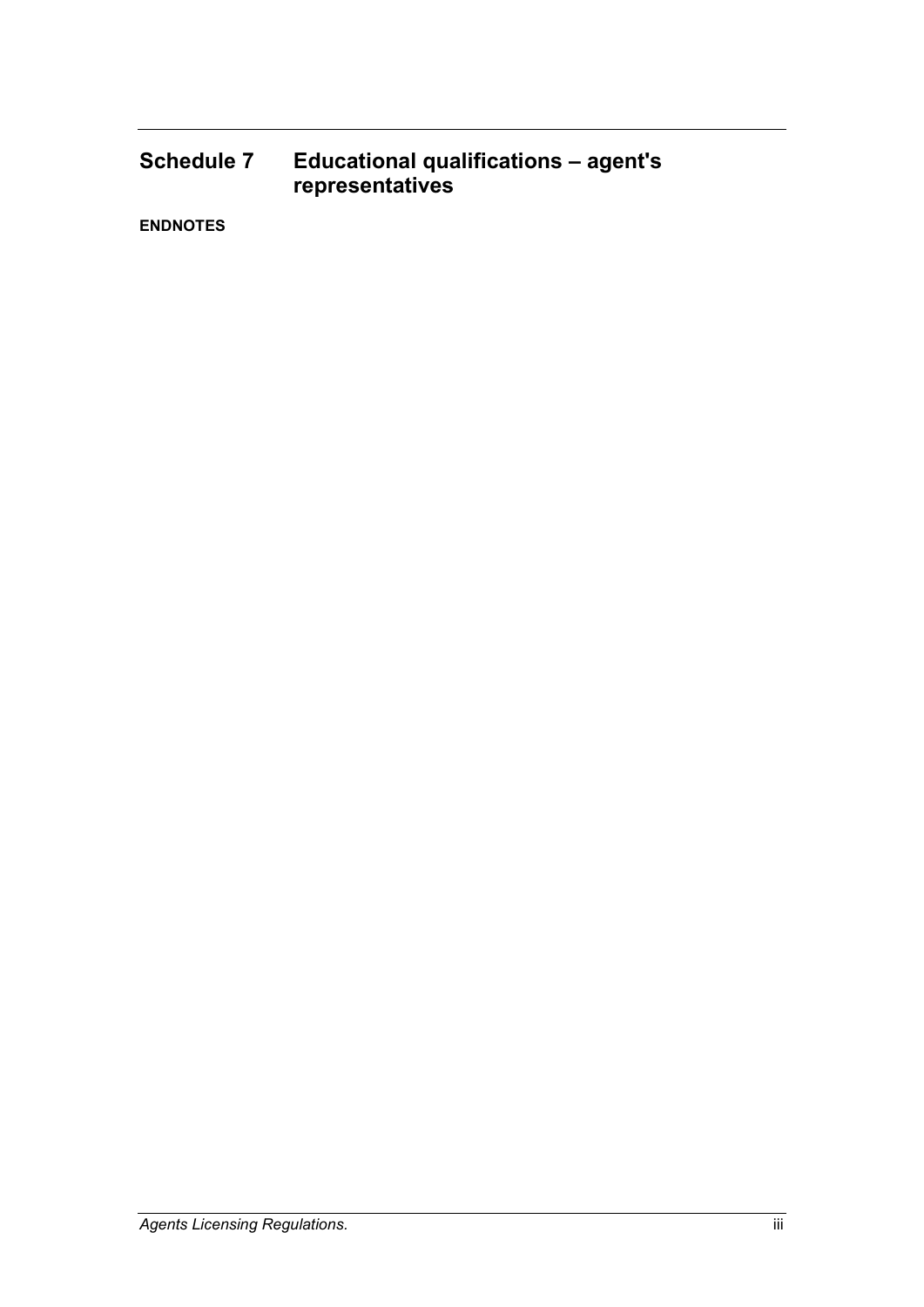**Schedule 7 Educational qualifications – agent's representatives**

**ENDNOTES**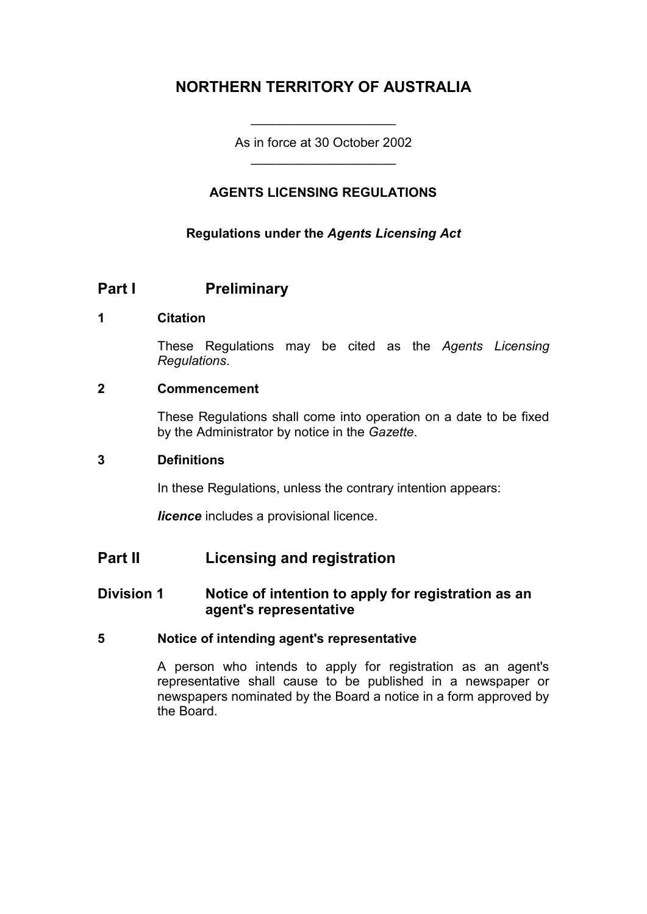# NORTHERN TERRITORY OF AUSTRALIA

---

As in force at 30 October 2002

---

## AGENTS LICENSING REGULATIONS

**Regulations under the *Agents Licensing Act***

## Part I Preliminary

### 1 Citation

These Regulations may be cited as the *Agents Licensing Regulations*.

### 2 Commencement

These Regulations shall come into operation on a date to be fixed by the Administrator by notice in the *Gazette*.

### 3 Definitions

In these Regulations, unless the contrary intention appears:

***licence*** includes a provisional licence.

## Part II Licensing and registration

### Division 1 Notice of intention to apply for registration as an agent's representative

### 5 Notice of intending agent's representative

A person who intends to apply for registration as an agent's representative shall cause to be published in a newspaper or newspapers nominated by the Board a notice in a form approved by the Board.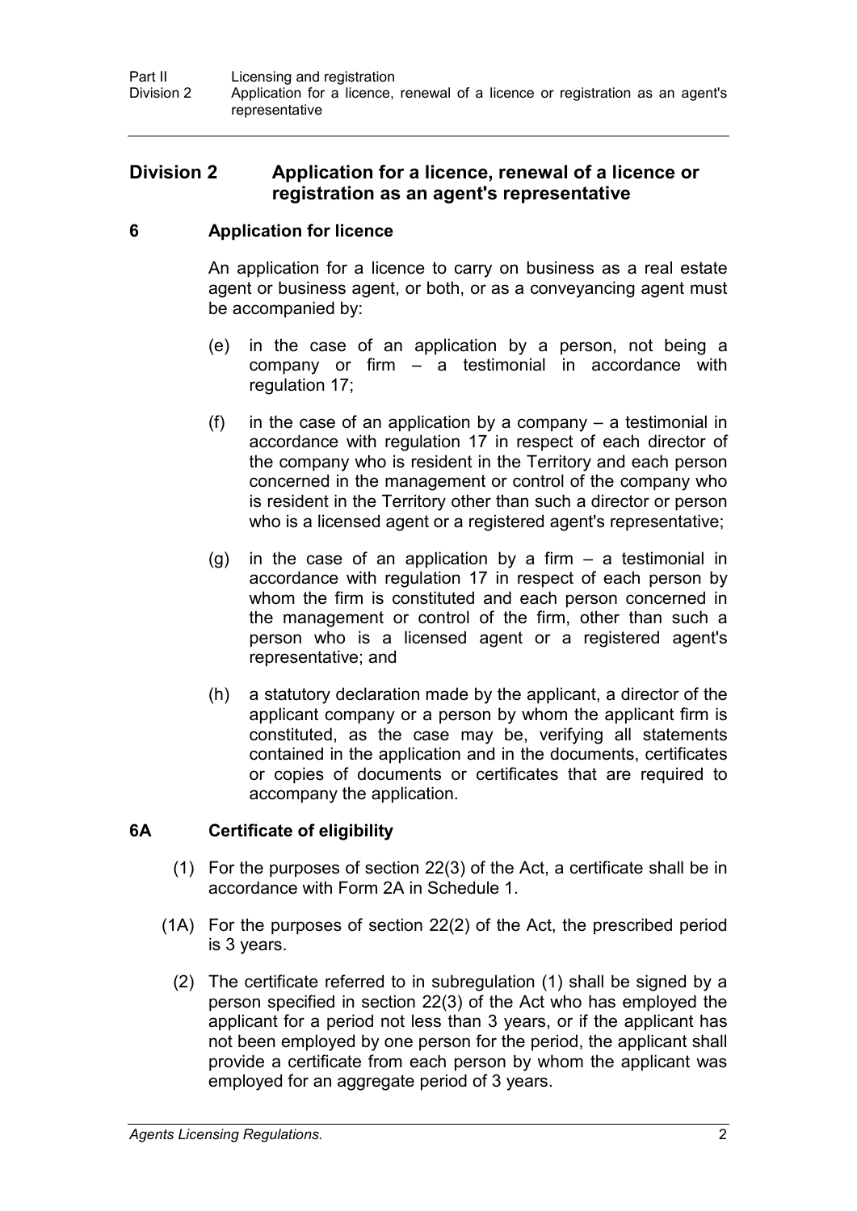## Division 2 Application for a licence, renewal of a licence or registration as an agent's representative

### 6 Application for licence

An application for a licence to carry on business as a real estate agent or business agent, or both, or as a conveyancing agent must be accompanied by:

(e) in the case of an application by a person, not being a company or firm – a testimonial in accordance with regulation 17;

(f) in the case of an application by a company – a testimonial in accordance with regulation 17 in respect of each director of the company who is resident in the Territory and each person concerned in the management or control of the company who is resident in the Territory other than such a director or person who is a licensed agent or a registered agent's representative;

(g) in the case of an application by a firm – a testimonial in accordance with regulation 17 in respect of each person by whom the firm is constituted and each person concerned in the management or control of the firm, other than such a person who is a licensed agent or a registered agent's representative; and

(h) a statutory declaration made by the applicant, a director of the applicant company or a person by whom the applicant firm is constituted, as the case may be, verifying all statements contained in the application and in the documents, certificates or copies of documents or certificates that are required to accompany the application.

### 6A Certificate of eligibility

(1) For the purposes of section 22(3) of the Act, a certificate shall be in accordance with Form 2A in Schedule 1.

(1A) For the purposes of section 22(2) of the Act, the prescribed period is 3 years.

(2) The certificate referred to in subregulation (1) shall be signed by a person specified in section 22(3) of the Act who has employed the applicant for a period not less than 3 years, or if the applicant has not been employed by one person for the period, the applicant shall provide a certificate from each person by whom the applicant was employed for an aggregate period of 3 years.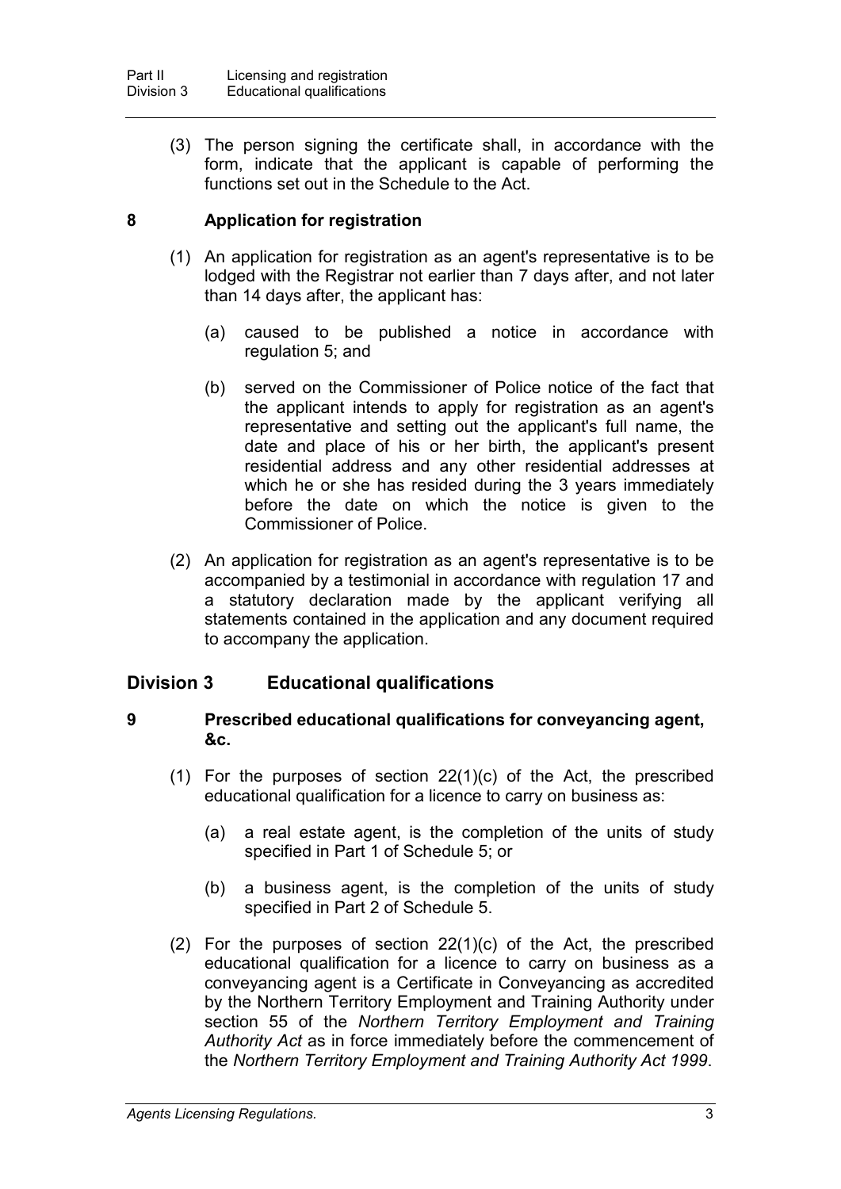(3) The person signing the certificate shall, in accordance with the form, indicate that the applicant is capable of performing the functions set out in the Schedule to the Act.

### 8 Application for registration

(1) An application for registration as an agent's representative is to be lodged with the Registrar not earlier than 7 days after, and not later than 14 days after, the applicant has:

(a) caused to be published a notice in accordance with regulation 5; and

(b) served on the Commissioner of Police notice of the fact that the applicant intends to apply for registration as an agent's representative and setting out the applicant's full name, the date and place of his or her birth, the applicant's present residential address and any other residential addresses at which he or she has resided during the 3 years immediately before the date on which the notice is given to the Commissioner of Police.

(2) An application for registration as an agent's representative is to be accompanied by a testimonial in accordance with regulation 17 and a statutory declaration made by the applicant verifying all statements contained in the application and any document required to accompany the application.

## Division 3 Educational qualifications

### 9 Prescribed educational qualifications for conveyancing agent, &c.

(1) For the purposes of section 22(1)(c) of the Act, the prescribed educational qualification for a licence to carry on business as:

(a) a real estate agent, is the completion of the units of study specified in Part 1 of Schedule 5; or

(b) a business agent, is the completion of the units of study specified in Part 2 of Schedule 5.

(2) For the purposes of section 22(1)(c) of the Act, the prescribed educational qualification for a licence to carry on business as a conveyancing agent is a Certificate in Conveyancing as accredited by the Northern Territory Employment and Training Authority under section 55 of the *Northern Territory Employment and Training Authority Act* as in force immediately before the commencement of the *Northern Territory Employment and Training Authority Act 1999*.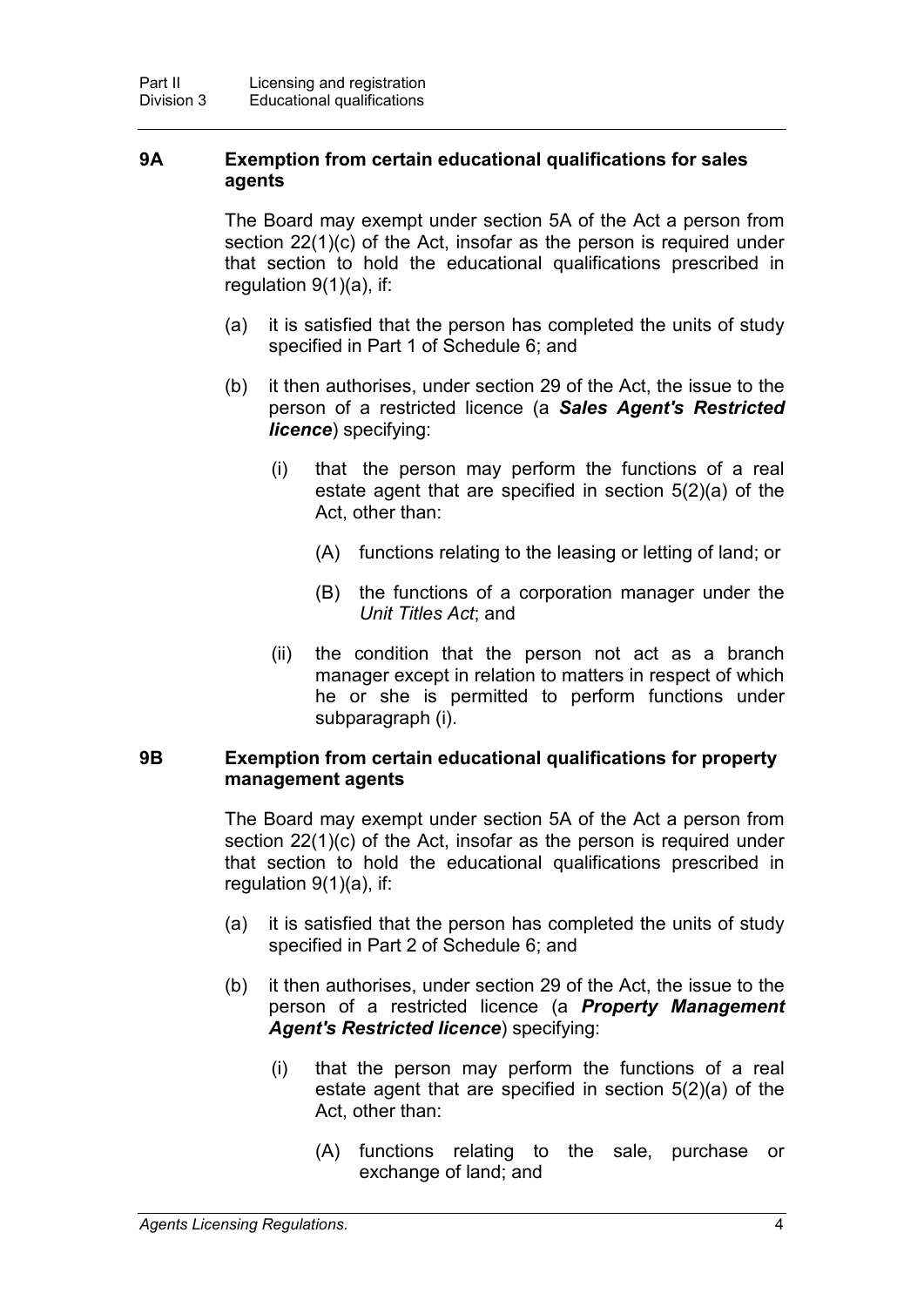### 9A Exemption from certain educational qualifications for sales agents

The Board may exempt under section 5A of the Act a person from section 22(1)(c) of the Act, insofar as the person is required under that section to hold the educational qualifications prescribed in regulation 9(1)(a), if:

(a) it is satisfied that the person has completed the units of study specified in Part 1 of Schedule 6; and

(b) it then authorises, under section 29 of the Act, the issue to the person of a restricted licence (a ***Sales Agent's Restricted licence***) specifying:

  (i) that the person may perform the functions of a real estate agent that are specified in section 5(2)(a) of the Act, other than:

    (A) functions relating to the leasing or letting of land; or

    (B) the functions of a corporation manager under the *Unit Titles Act*; and

  (ii) the condition that the person not act as a branch manager except in relation to matters in respect of which he or she is permitted to perform functions under subparagraph (i).

### 9B Exemption from certain educational qualifications for property management agents

The Board may exempt under section 5A of the Act a person from section 22(1)(c) of the Act, insofar as the person is required under that section to hold the educational qualifications prescribed in regulation 9(1)(a), if:

(a) it is satisfied that the person has completed the units of study specified in Part 2 of Schedule 6; and

(b) it then authorises, under section 29 of the Act, the issue to the person of a restricted licence (a ***Property Management Agent's Restricted licence***) specifying:

  (i) that the person may perform the functions of a real estate agent that are specified in section 5(2)(a) of the Act, other than:

    (A) functions relating to the sale, purchase or exchange of land; and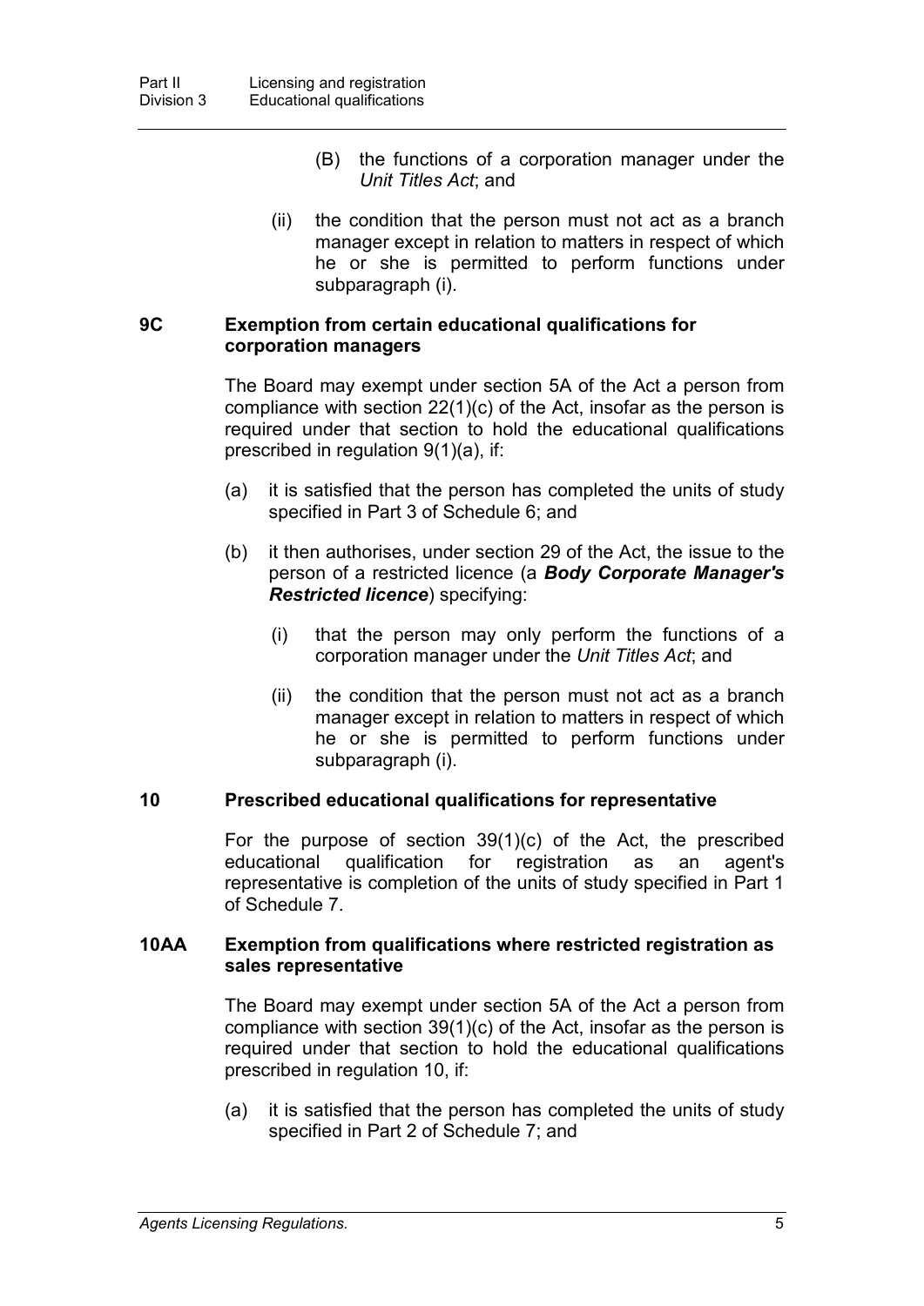(B) the functions of a corporation manager under the *Unit Titles Act*; and

(ii) the condition that the person must not act as a branch manager except in relation to matters in respect of which he or she is permitted to perform functions under subparagraph (i).

### 9C Exemption from certain educational qualifications for corporation managers

The Board may exempt under section 5A of the Act a person from compliance with section 22(1)(c) of the Act, insofar as the person is required under that section to hold the educational qualifications prescribed in regulation 9(1)(a), if:

(a) it is satisfied that the person has completed the units of study specified in Part 3 of Schedule 6; and

(b) it then authorises, under section 29 of the Act, the issue to the person of a restricted licence (a ***Body Corporate Manager's Restricted licence***) specifying:

(i) that the person may only perform the functions of a corporation manager under the *Unit Titles Act*; and

(ii) the condition that the person must not act as a branch manager except in relation to matters in respect of which he or she is permitted to perform functions under subparagraph (i).

### 10 Prescribed educational qualifications for representative

For the purpose of section 39(1)(c) of the Act, the prescribed educational qualification for registration as an agent's representative is completion of the units of study specified in Part 1 of Schedule 7.

### 10AA Exemption from qualifications where restricted registration as sales representative

The Board may exempt under section 5A of the Act a person from compliance with section 39(1)(c) of the Act, insofar as the person is required under that section to hold the educational qualifications prescribed in regulation 10, if:

(a) it is satisfied that the person has completed the units of study specified in Part 2 of Schedule 7; and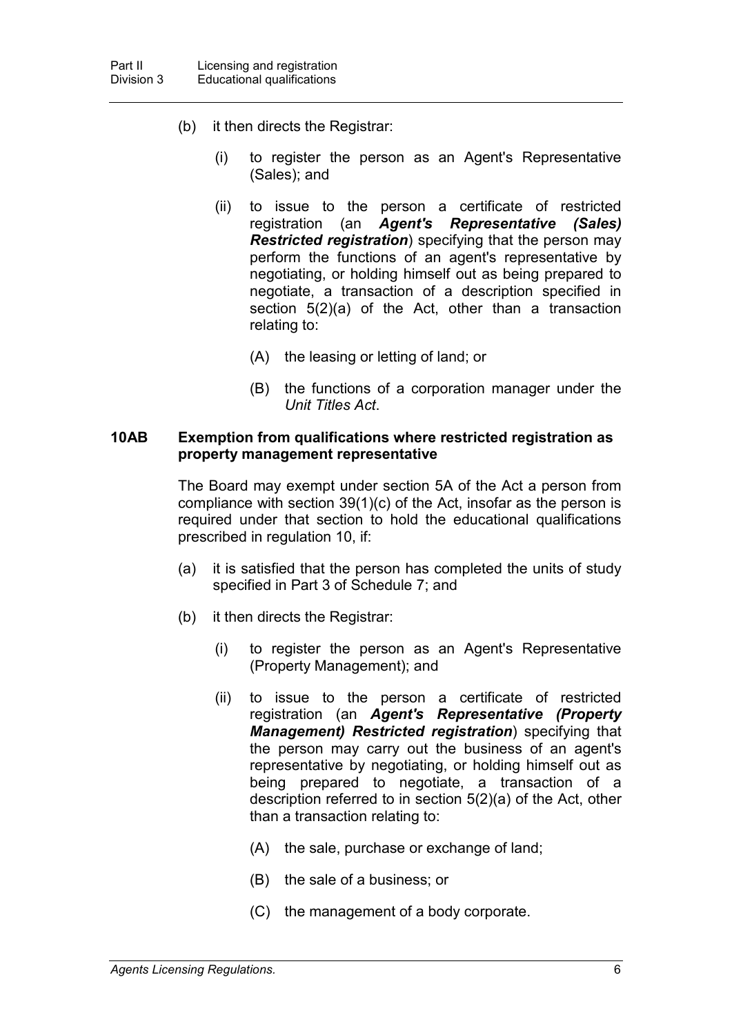(b) it then directs the Registrar:

(i) to register the person as an Agent's Representative (Sales); and

(ii) to issue to the person a certificate of restricted registration (an ***Agent's Representative (Sales) Restricted registration***) specifying that the person may perform the functions of an agent's representative by negotiating, or holding himself out as being prepared to negotiate, a transaction of a description specified in section 5(2)(a) of the Act, other than a transaction relating to:

(A) the leasing or letting of land; or

(B) the functions of a corporation manager under the *Unit Titles Act*.

### 10AB Exemption from qualifications where restricted registration as property management representative

The Board may exempt under section 5A of the Act a person from compliance with section 39(1)(c) of the Act, insofar as the person is required under that section to hold the educational qualifications prescribed in regulation 10, if:

(a) it is satisfied that the person has completed the units of study specified in Part 3 of Schedule 7; and

(b) it then directs the Registrar:

(i) to register the person as an Agent's Representative (Property Management); and

(ii) to issue to the person a certificate of restricted registration (an ***Agent's Representative (Property Management) Restricted registration***) specifying that the person may carry out the business of an agent's representative by negotiating, or holding himself out as being prepared to negotiate, a transaction of a description referred to in section 5(2)(a) of the Act, other than a transaction relating to:

(A) the sale, purchase or exchange of land;

(B) the sale of a business; or

(C) the management of a body corporate.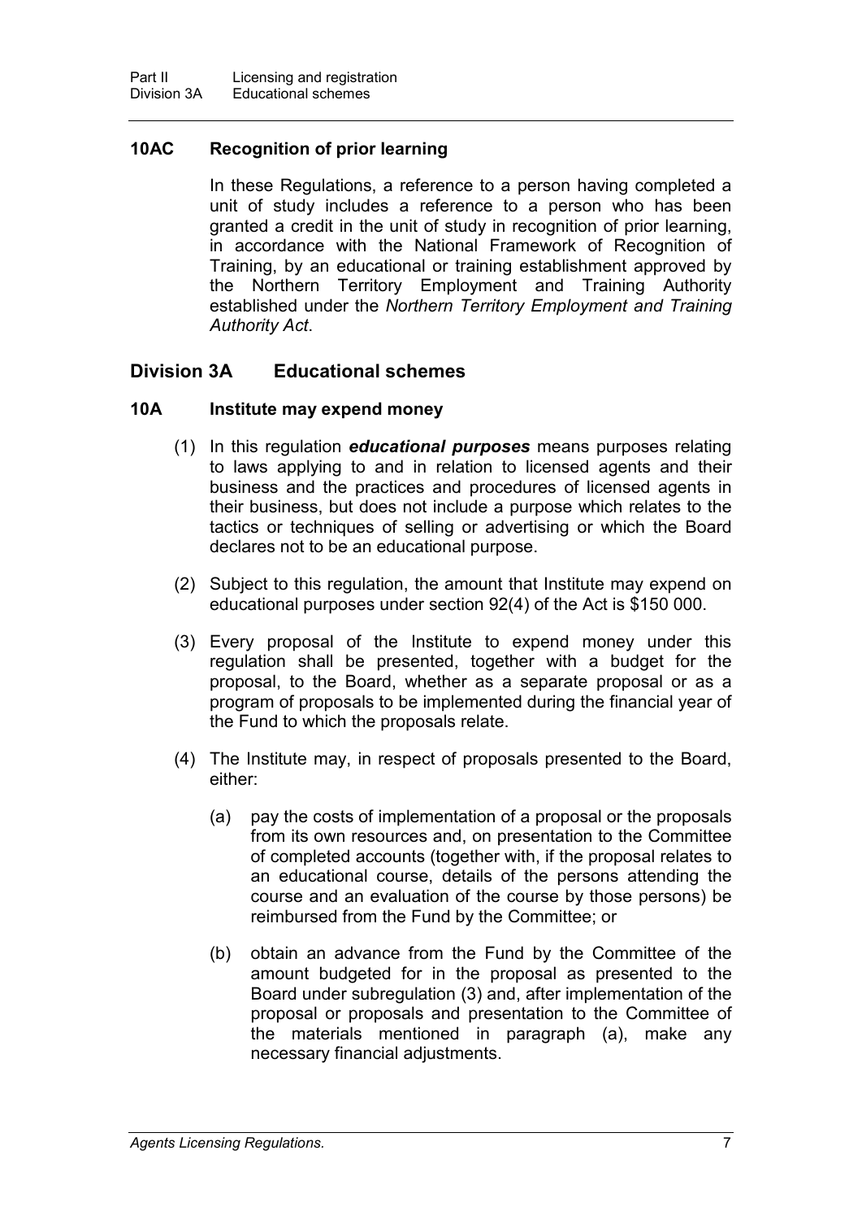### 10AC Recognition of prior learning

In these Regulations, a reference to a person having completed a unit of study includes a reference to a person who has been granted a credit in the unit of study in recognition of prior learning, in accordance with the National Framework of Recognition of Training, by an educational or training establishment approved by the Northern Territory Employment and Training Authority established under the *Northern Territory Employment and Training Authority Act*.

## Division 3A Educational schemes

### 10A Institute may expend money

(1) In this regulation ***educational purposes*** means purposes relating to laws applying to and in relation to licensed agents and their business and the practices and procedures of licensed agents in their business, but does not include a purpose which relates to the tactics or techniques of selling or advertising or which the Board declares not to be an educational purpose.

(2) Subject to this regulation, the amount that Institute may expend on educational purposes under section 92(4) of the Act is $150 000.

(3) Every proposal of the Institute to expend money under this regulation shall be presented, together with a budget for the proposal, to the Board, whether as a separate proposal or as a program of proposals to be implemented during the financial year of the Fund to which the proposals relate.

(4) The Institute may, in respect of proposals presented to the Board, either:

(a) pay the costs of implementation of a proposal or the proposals from its own resources and, on presentation to the Committee of completed accounts (together with, if the proposal relates to an educational course, details of the persons attending the course and an evaluation of the course by those persons) be reimbursed from the Fund by the Committee; or

(b) obtain an advance from the Fund by the Committee of the amount budgeted for in the proposal as presented to the Board under subregulation (3) and, after implementation of the proposal or proposals and presentation to the Committee of the materials mentioned in paragraph (a), make any necessary financial adjustments.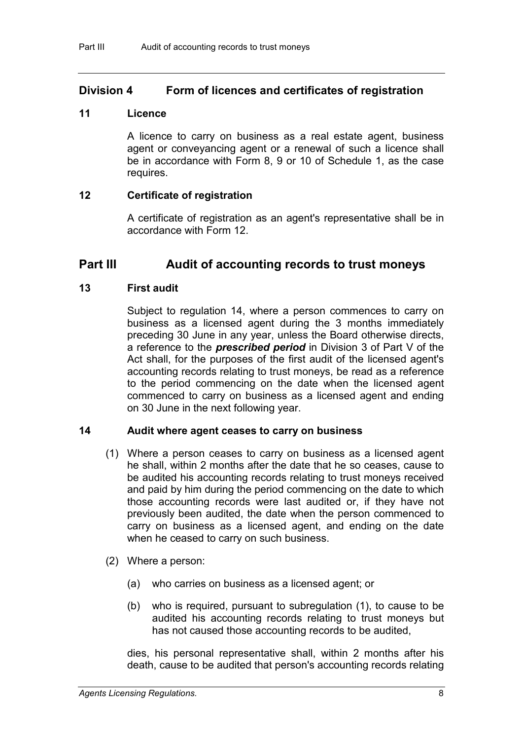## Division 4 Form of licences and certificates of registration

### 11 Licence

A licence to carry on business as a real estate agent, business agent or conveyancing agent or a renewal of such a licence shall be in accordance with Form 8, 9 or 10 of Schedule 1, as the case requires.

### 12 Certificate of registration

A certificate of registration as an agent's representative shall be in accordance with Form 12.

# Part III Audit of accounting records to trust moneys

### 13 First audit

Subject to regulation 14, where a person commences to carry on business as a licensed agent during the 3 months immediately preceding 30 June in any year, unless the Board otherwise directs, a reference to the ***prescribed period*** in Division 3 of Part V of the Act shall, for the purposes of the first audit of the licensed agent's accounting records relating to trust moneys, be read as a reference to the period commencing on the date when the licensed agent commenced to carry on business as a licensed agent and ending on 30 June in the next following year.

### 14 Audit where agent ceases to carry on business

(1) Where a person ceases to carry on business as a licensed agent he shall, within 2 months after the date that he so ceases, cause to be audited his accounting records relating to trust moneys received and paid by him during the period commencing on the date to which those accounting records were last audited or, if they have not previously been audited, the date when the person commenced to carry on business as a licensed agent, and ending on the date when he ceased to carry on such business.

(2) Where a person:

(a) who carries on business as a licensed agent; or

(b) who is required, pursuant to subregulation (1), to cause to be audited his accounting records relating to trust moneys but has not caused those accounting records to be audited,

dies, his personal representative shall, within 2 months after his death, cause to be audited that person's accounting records relating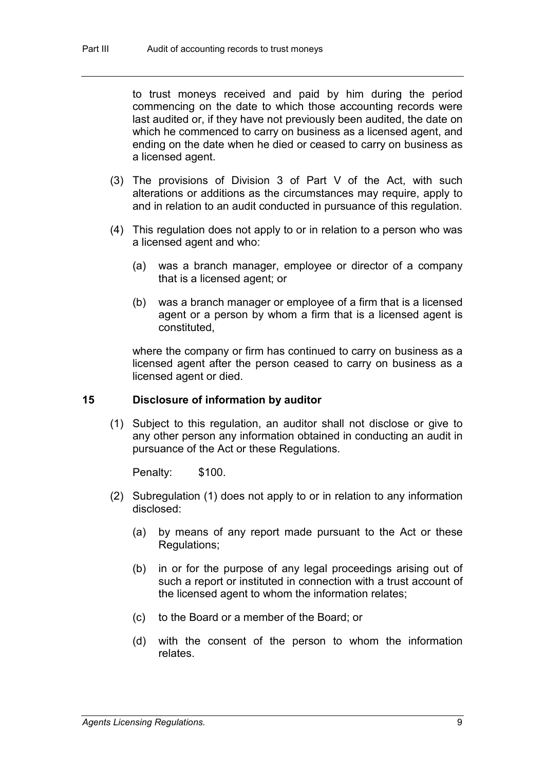to trust moneys received and paid by him during the period commencing on the date to which those accounting records were last audited or, if they have not previously been audited, the date on which he commenced to carry on business as a licensed agent, and ending on the date when he died or ceased to carry on business as a licensed agent.

(3) The provisions of Division 3 of Part V of the Act, with such alterations or additions as the circumstances may require, apply to and in relation to an audit conducted in pursuance of this regulation.

(4) This regulation does not apply to or in relation to a person who was a licensed agent and who:

(a) was a branch manager, employee or director of a company that is a licensed agent; or

(b) was a branch manager or employee of a firm that is a licensed agent or a person by whom a firm that is a licensed agent is constituted,

where the company or firm has continued to carry on business as a licensed agent after the person ceased to carry on business as a licensed agent or died.

## 15 Disclosure of information by auditor

(1) Subject to this regulation, an auditor shall not disclose or give to any other person any information obtained in conducting an audit in pursuance of the Act or these Regulations.

Penalty: $100.

(2) Subregulation (1) does not apply to or in relation to any information disclosed:

(a) by means of any report made pursuant to the Act or these Regulations;

(b) in or for the purpose of any legal proceedings arising out of such a report or instituted in connection with a trust account of the licensed agent to whom the information relates;

(c) to the Board or a member of the Board; or

(d) with the consent of the person to whom the information relates.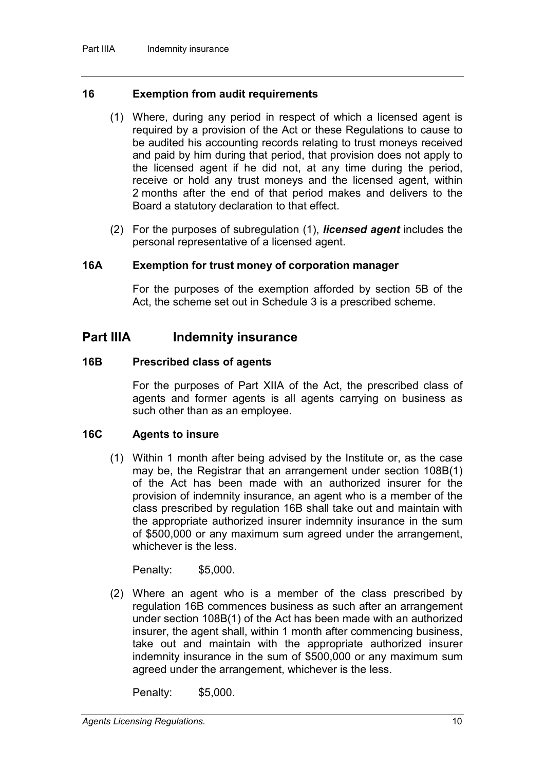### 16 Exemption from audit requirements

(1) Where, during any period in respect of which a licensed agent is required by a provision of the Act or these Regulations to cause to be audited his accounting records relating to trust moneys received and paid by him during that period, that provision does not apply to the licensed agent if he did not, at any time during the period, receive or hold any trust moneys and the licensed agent, within 2 months after the end of that period makes and delivers to the Board a statutory declaration to that effect.

(2) For the purposes of subregulation (1), ***licensed agent*** includes the personal representative of a licensed agent.

### 16A Exemption for trust money of corporation manager

For the purposes of the exemption afforded by section 5B of the Act, the scheme set out in Schedule 3 is a prescribed scheme.

## Part IIIA Indemnity insurance

### 16B Prescribed class of agents

For the purposes of Part XIIA of the Act, the prescribed class of agents and former agents is all agents carrying on business as such other than as an employee.

### 16C Agents to insure

(1) Within 1 month after being advised by the Institute or, as the case may be, the Registrar that an arrangement under section 108B(1) of the Act has been made with an authorized insurer for the provision of indemnity insurance, an agent who is a member of the class prescribed by regulation 16B shall take out and maintain with the appropriate authorized insurer indemnity insurance in the sum of $500,000 or any maximum sum agreed under the arrangement, whichever is the less.

Penalty: $5,000.

(2) Where an agent who is a member of the class prescribed by regulation 16B commences business as such after an arrangement under section 108B(1) of the Act has been made with an authorized insurer, the agent shall, within 1 month after commencing business, take out and maintain with the appropriate authorized insurer indemnity insurance in the sum of $500,000 or any maximum sum agreed under the arrangement, whichever is the less.

Penalty: $5,000.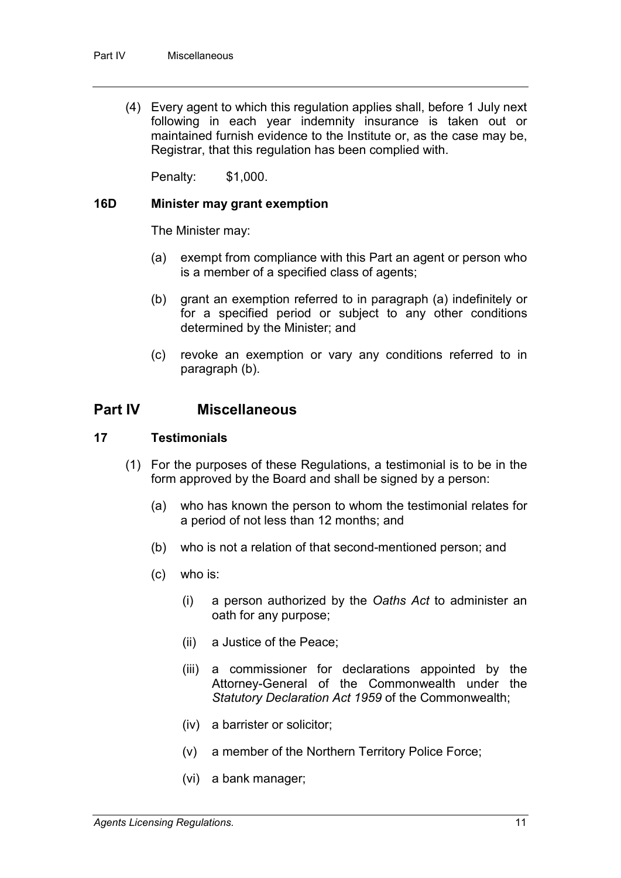(4) Every agent to which this regulation applies shall, before 1 July next following in each year indemnity insurance is taken out or maintained furnish evidence to the Institute or, as the case may be, Registrar, that this regulation has been complied with.

Penalty: $1,000.

### 16D Minister may grant exemption

The Minister may:

(a) exempt from compliance with this Part an agent or person who is a member of a specified class of agents;

(b) grant an exemption referred to in paragraph (a) indefinitely or for a specified period or subject to any other conditions determined by the Minister; and

(c) revoke an exemption or vary any conditions referred to in paragraph (b).

## Part IV Miscellaneous

### 17 Testimonials

(1) For the purposes of these Regulations, a testimonial is to be in the form approved by the Board and shall be signed by a person:

(a) who has known the person to whom the testimonial relates for a period of not less than 12 months; and

(b) who is not a relation of that second-mentioned person; and

(c) who is:

(i) a person authorized by the *Oaths Act* to administer an oath for any purpose;

(ii) a Justice of the Peace;

(iii) a commissioner for declarations appointed by the Attorney-General of the Commonwealth under the *Statutory Declaration Act 1959* of the Commonwealth;

(iv) a barrister or solicitor;

(v) a member of the Northern Territory Police Force;

(vi) a bank manager;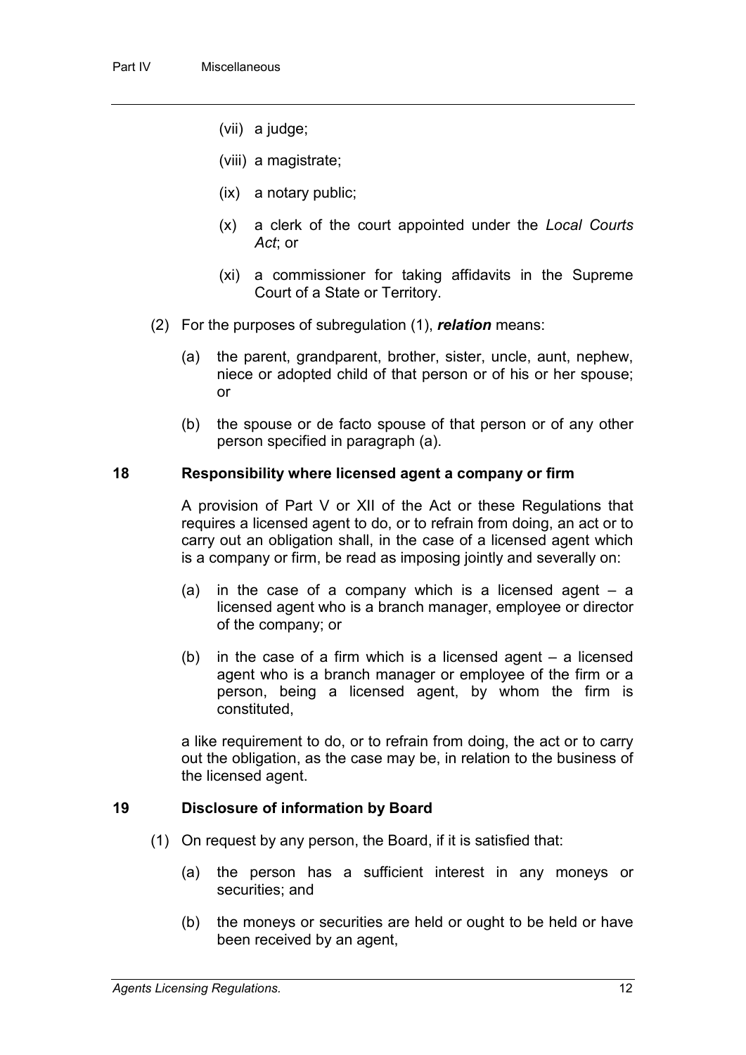(vii) a judge;

(viii) a magistrate;

(ix) a notary public;

(x) a clerk of the court appointed under the *Local Courts Act*; or

(xi) a commissioner for taking affidavits in the Supreme Court of a State or Territory.

(2) For the purposes of subregulation (1), ***relation*** means:

(a) the parent, grandparent, brother, sister, uncle, aunt, nephew, niece or adopted child of that person or of his or her spouse; or

(b) the spouse or de facto spouse of that person or of any other person specified in paragraph (a).

## 18 Responsibility where licensed agent a company or firm

A provision of Part V or XII of the Act or these Regulations that requires a licensed agent to do, or to refrain from doing, an act or to carry out an obligation shall, in the case of a licensed agent which is a company or firm, be read as imposing jointly and severally on:

(a) in the case of a company which is a licensed agent – a licensed agent who is a branch manager, employee or director of the company; or

(b) in the case of a firm which is a licensed agent – a licensed agent who is a branch manager or employee of the firm or a person, being a licensed agent, by whom the firm is constituted,

a like requirement to do, or to refrain from doing, the act or to carry out the obligation, as the case may be, in relation to the business of the licensed agent.

## 19 Disclosure of information by Board

(1) On request by any person, the Board, if it is satisfied that:

(a) the person has a sufficient interest in any moneys or securities; and

(b) the moneys or securities are held or ought to be held or have been received by an agent,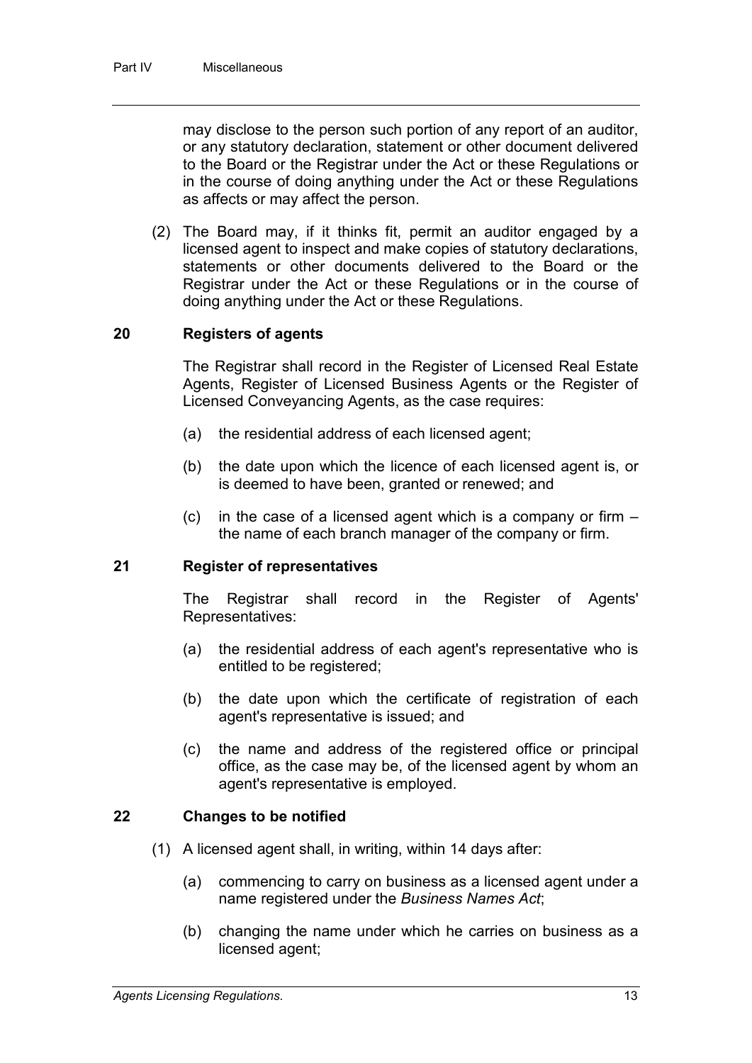may disclose to the person such portion of any report of an auditor, or any statutory declaration, statement or other document delivered to the Board or the Registrar under the Act or these Regulations or in the course of doing anything under the Act or these Regulations as affects or may affect the person.

(2) The Board may, if it thinks fit, permit an auditor engaged by a licensed agent to inspect and make copies of statutory declarations, statements or other documents delivered to the Board or the Registrar under the Act or these Regulations or in the course of doing anything under the Act or these Regulations.

## 20 Registers of agents

The Registrar shall record in the Register of Licensed Real Estate Agents, Register of Licensed Business Agents or the Register of Licensed Conveyancing Agents, as the case requires:

(a) the residential address of each licensed agent;

(b) the date upon which the licence of each licensed agent is, or is deemed to have been, granted or renewed; and

(c) in the case of a licensed agent which is a company or firm – the name of each branch manager of the company or firm.

## 21 Register of representatives

The Registrar shall record in the Register of Agents' Representatives:

(a) the residential address of each agent's representative who is entitled to be registered;

(b) the date upon which the certificate of registration of each agent's representative is issued; and

(c) the name and address of the registered office or principal office, as the case may be, of the licensed agent by whom an agent's representative is employed.

## 22 Changes to be notified

(1) A licensed agent shall, in writing, within 14 days after:

(a) commencing to carry on business as a licensed agent under a name registered under the *Business Names Act*;

(b) changing the name under which he carries on business as a licensed agent;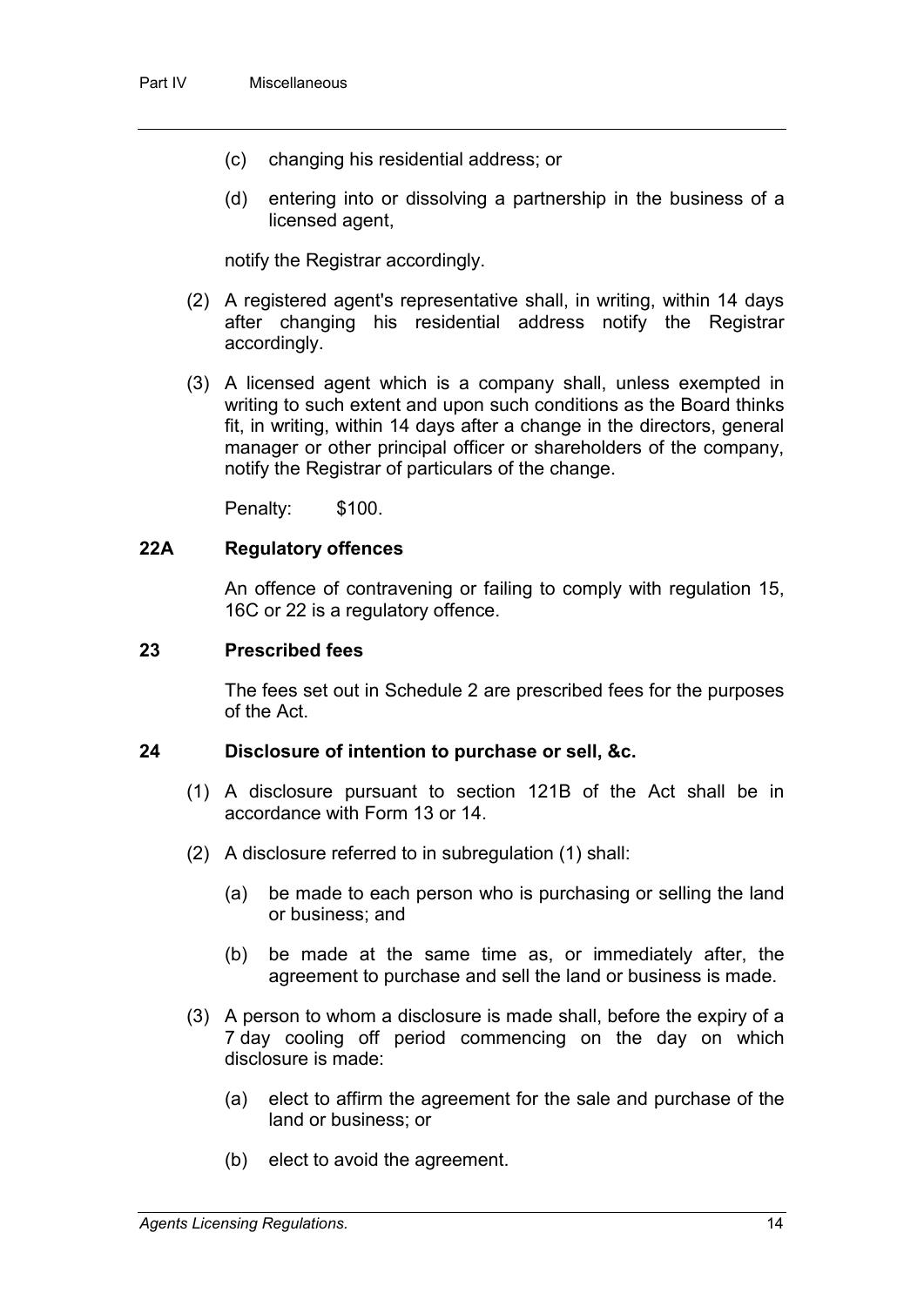(c) changing his residential address; or

(d) entering into or dissolving a partnership in the business of a licensed agent,

notify the Registrar accordingly.

(2) A registered agent's representative shall, in writing, within 14 days after changing his residential address notify the Registrar accordingly.

(3) A licensed agent which is a company shall, unless exempted in writing to such extent and upon such conditions as the Board thinks fit, in writing, within 14 days after a change in the directors, general manager or other principal officer or shareholders of the company, notify the Registrar of particulars of the change.

Penalty: $100.

### 22A Regulatory offences

An offence of contravening or failing to comply with regulation 15, 16C or 22 is a regulatory offence.

### 23 Prescribed fees

The fees set out in Schedule 2 are prescribed fees for the purposes of the Act.

### 24 Disclosure of intention to purchase or sell, &c.

(1) A disclosure pursuant to section 121B of the Act shall be in accordance with Form 13 or 14.

(2) A disclosure referred to in subregulation (1) shall:

(a) be made to each person who is purchasing or selling the land or business; and

(b) be made at the same time as, or immediately after, the agreement to purchase and sell the land or business is made.

(3) A person to whom a disclosure is made shall, before the expiry of a 7 day cooling off period commencing on the day on which disclosure is made:

(a) elect to affirm the agreement for the sale and purchase of the land or business; or

(b) elect to avoid the agreement.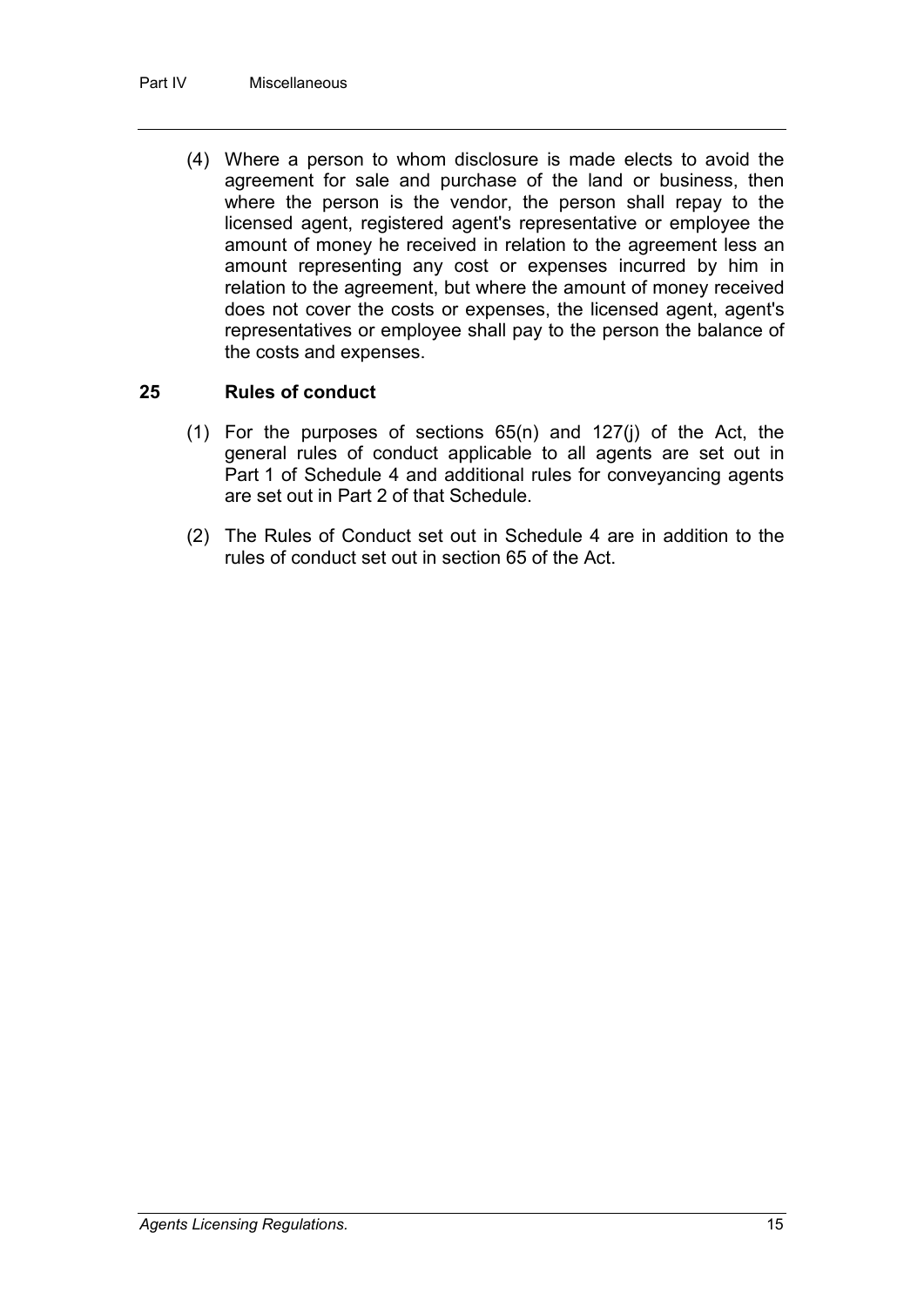(4) Where a person to whom disclosure is made elects to avoid the agreement for sale and purchase of the land or business, then where the person is the vendor, the person shall repay to the licensed agent, registered agent's representative or employee the amount of money he received in relation to the agreement less an amount representing any cost or expenses incurred by him in relation to the agreement, but where the amount of money received does not cover the costs or expenses, the licensed agent, agent's representatives or employee shall pay to the person the balance of the costs and expenses.

## 25 Rules of conduct

(1) For the purposes of sections 65(n) and 127(j) of the Act, the general rules of conduct applicable to all agents are set out in Part 1 of Schedule 4 and additional rules for conveyancing agents are set out in Part 2 of that Schedule.

(2) The Rules of Conduct set out in Schedule 4 are in addition to the rules of conduct set out in section 65 of the Act.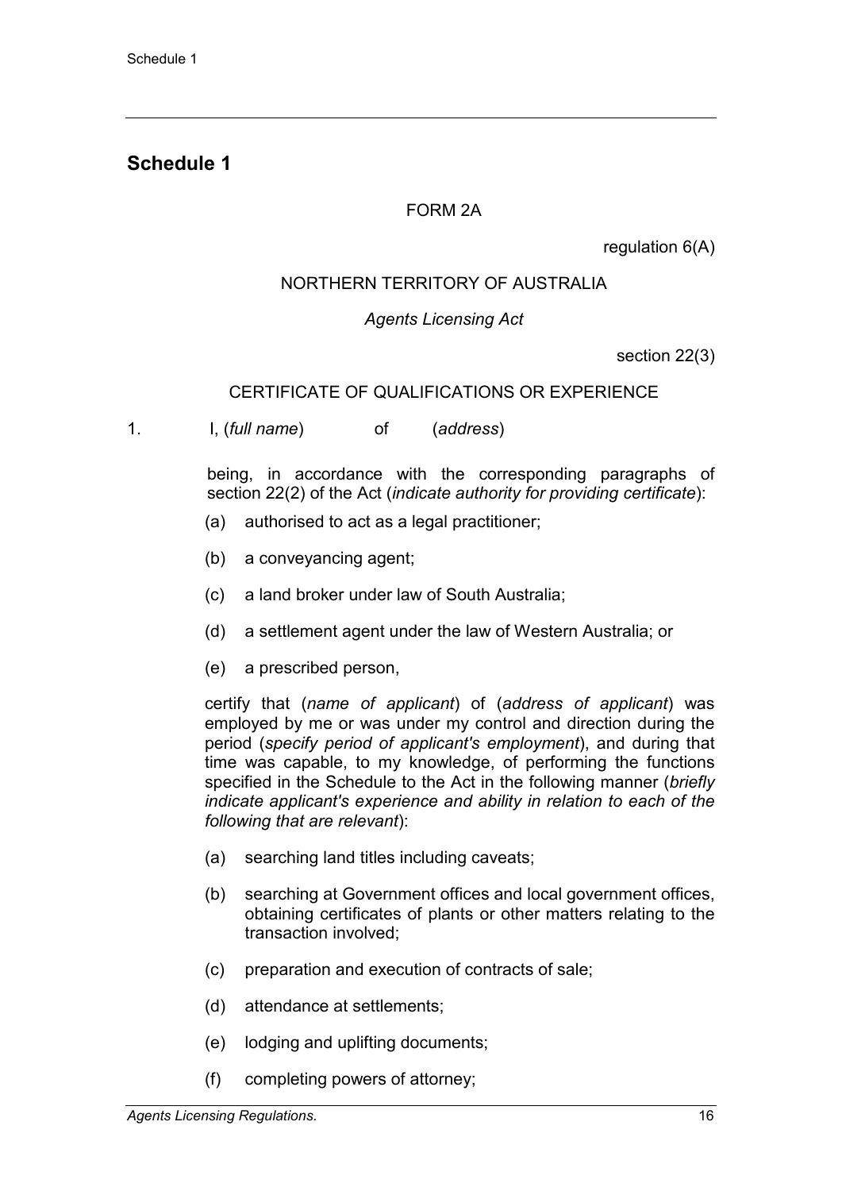# Schedule 1

FORM 2A

regulation 6(A)

NORTHERN TERRITORY OF AUSTRALIA

*Agents Licensing Act*

section 22(3)

CERTIFICATE OF QUALIFICATIONS OR EXPERIENCE

1. I, (*full name*) of (*address*)

   being, in accordance with the corresponding paragraphs of section 22(2) of the Act (*indicate authority for providing certificate*):

   (a) authorised to act as a legal practitioner;

   (b) a conveyancing agent;

   (c) a land broker under law of South Australia;

   (d) a settlement agent under the law of Western Australia; or

   (e) a prescribed person,

   certify that (*name of applicant*) of (*address of applicant*) was employed by me or was under my control and direction during the period (*specify period of applicant's employment*), and during that time was capable, to my knowledge, of performing the functions specified in the Schedule to the Act in the following manner (*briefly indicate applicant's experience and ability in relation to each of the following that are relevant*):

   (a) searching land titles including caveats;

   (b) searching at Government offices and local government offices, obtaining certificates of plants or other matters relating to the transaction involved;

   (c) preparation and execution of contracts of sale;

   (d) attendance at settlements;

   (e) lodging and uplifting documents;

   (f) completing powers of attorney;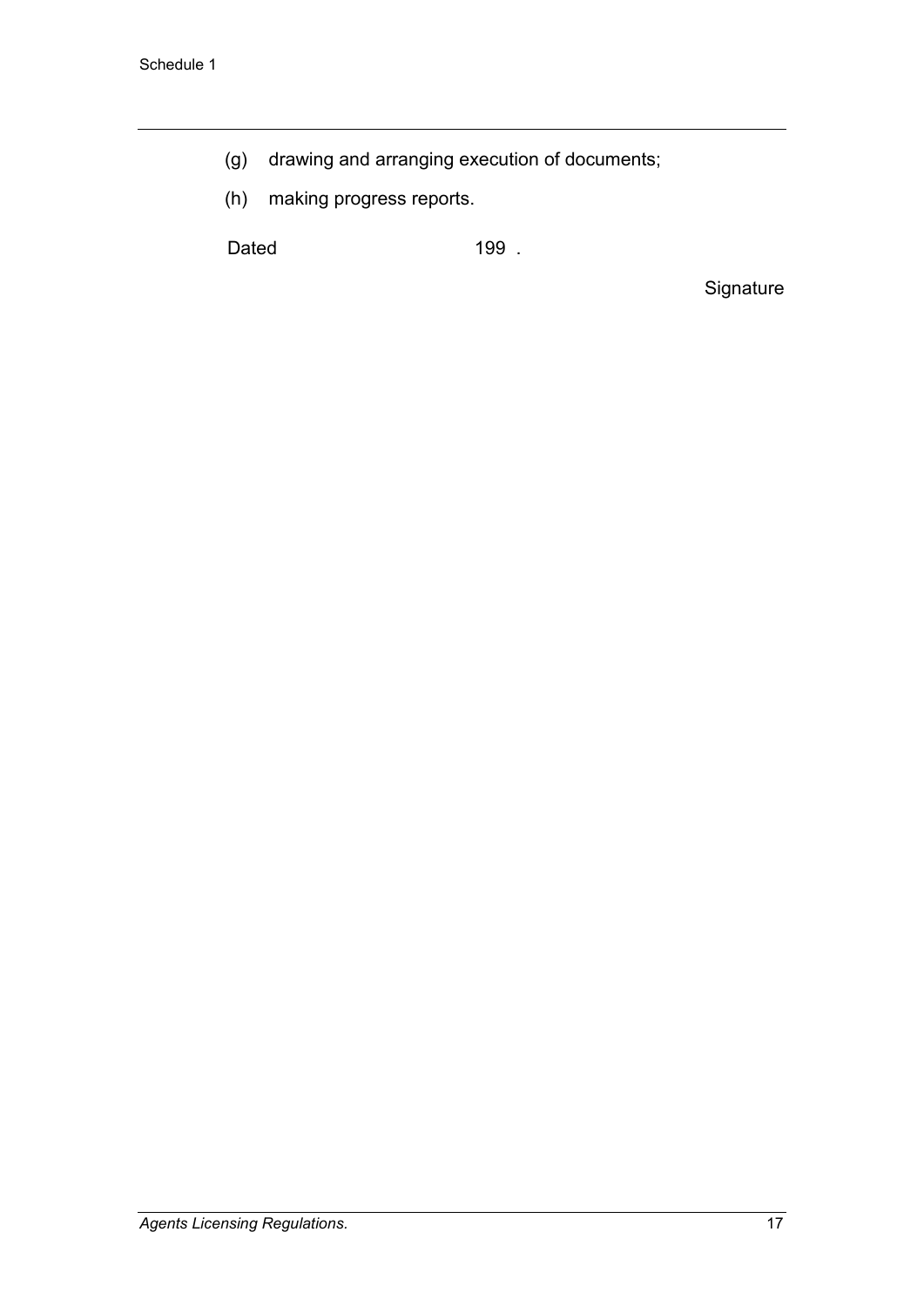(g) drawing and arranging execution of documents;

(h) making progress reports.

Dated 199 .

Signature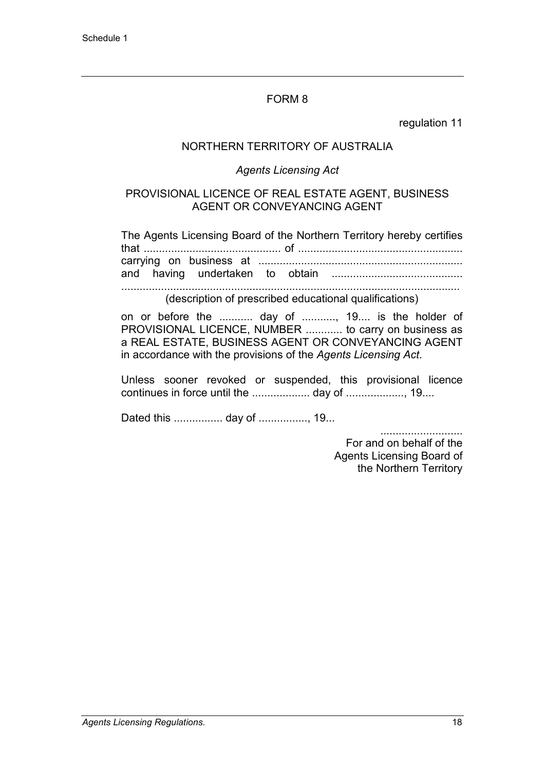FORM 8

regulation 11

NORTHERN TERRITORY OF AUSTRALIA

*Agents Licensing Act*

PROVISIONAL LICENCE OF REAL ESTATE AGENT, BUSINESS AGENT OR CONVEYANCING AGENT

The Agents Licensing Board of the Northern Territory hereby certifies that ............................................ of ...................................................... carrying on business at ................................................................... and having undertaken to obtain ........................................... ...............................................................................................................

(description of prescribed educational qualifications)

on or before the ........... day of ..........., 19.... is the holder of PROVISIONAL LICENCE, NUMBER ............ to carry on business as a REAL ESTATE, BUSINESS AGENT OR CONVEYANCING AGENT in accordance with the provisions of the *Agents Licensing Act*.

Unless sooner revoked or suspended, this provisional licence continues in force until the ................... day of ..................., 19....

Dated this ................ day of ................, 19...

...........................
For and on behalf of the
Agents Licensing Board of
the Northern Territory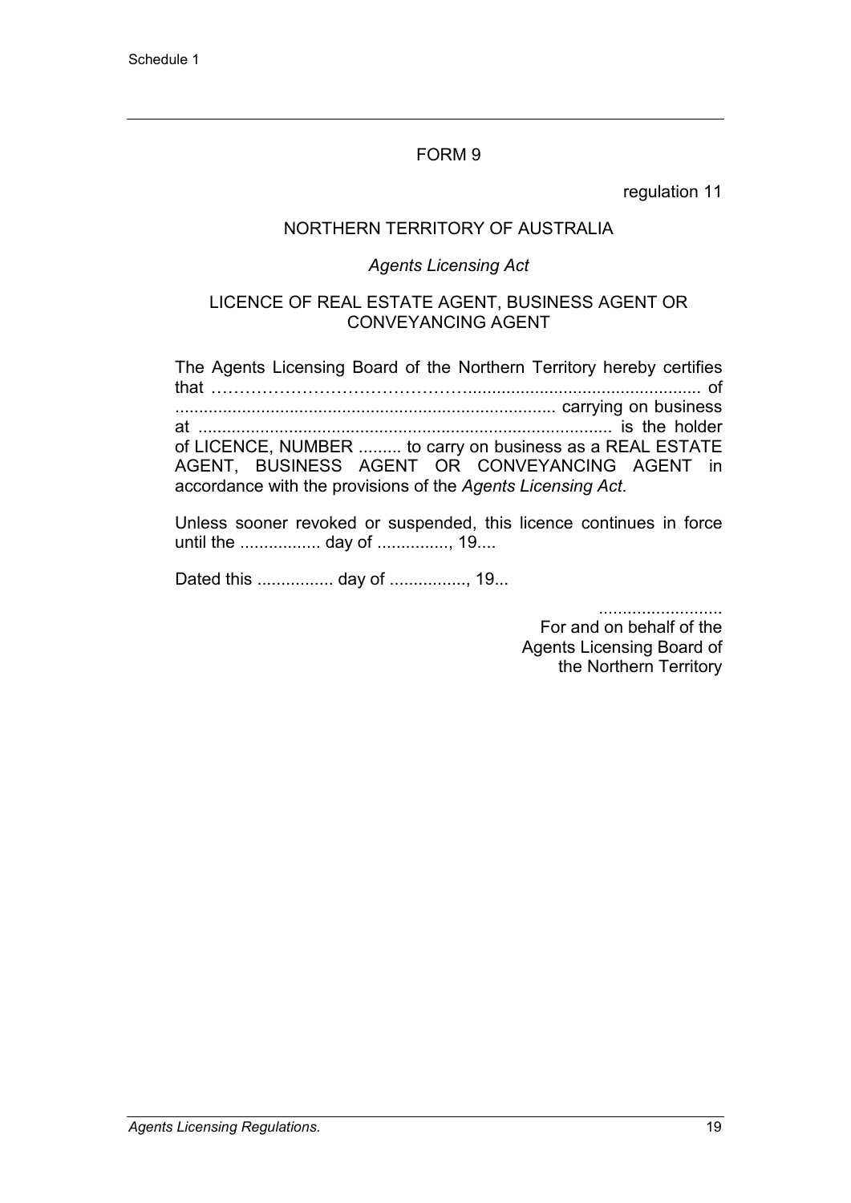FORM 9

regulation 11

NORTHERN TERRITORY OF AUSTRALIA

*Agents Licensing Act*

LICENCE OF REAL ESTATE AGENT, BUSINESS AGENT OR CONVEYANCING AGENT

The Agents Licensing Board of the Northern Territory hereby certifies that ……………………………………................................................. of ................................................................................ carrying on business at ....................................................................................... is the holder of LICENCE, NUMBER ......... to carry on business as a REAL ESTATE AGENT, BUSINESS AGENT OR CONVEYANCING AGENT in accordance with the provisions of the *Agents Licensing Act*.

Unless sooner revoked or suspended, this licence continues in force until the ................. day of ..............., 19....

Dated this ................ day of ................, 19...

..........................
For and on behalf of the
Agents Licensing Board of
the Northern Territory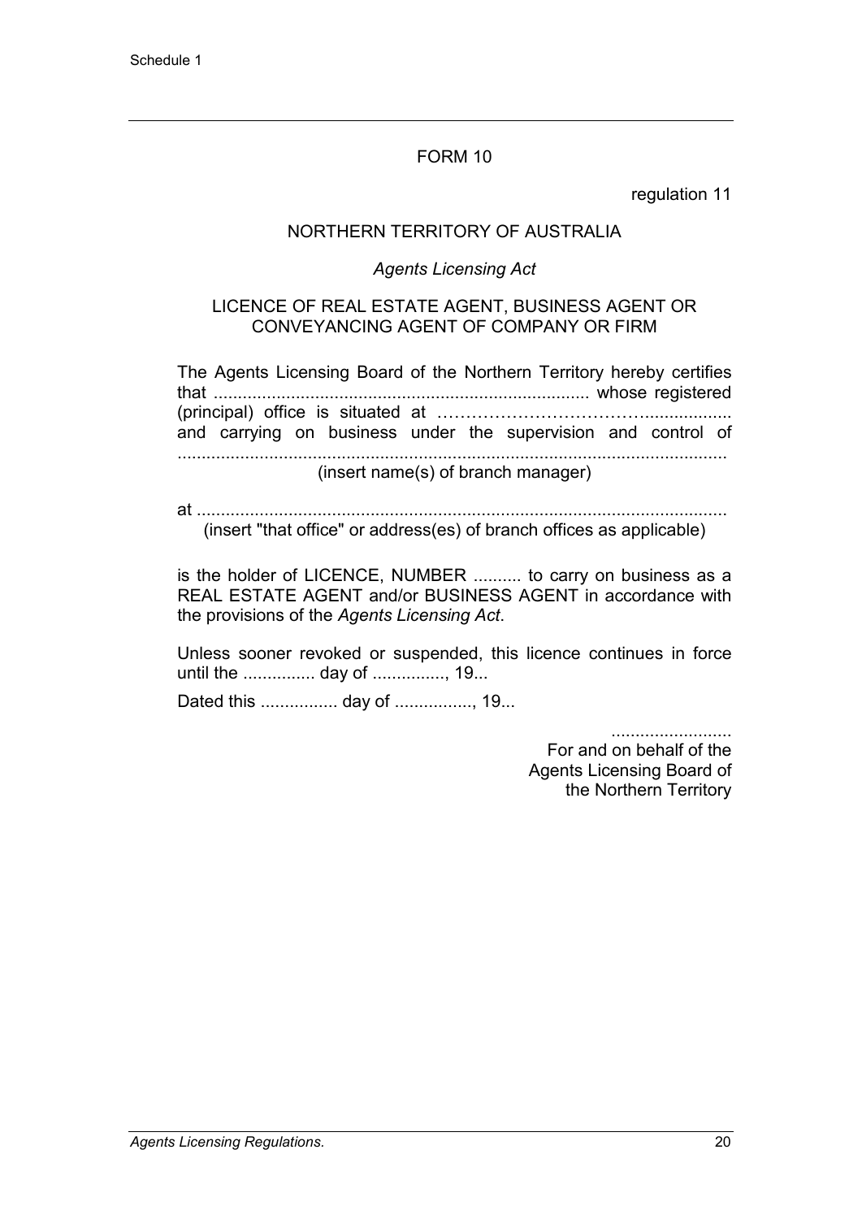# FORM 10

regulation 11

NORTHERN TERRITORY OF AUSTRALIA

*Agents Licensing Act*

LICENCE OF REAL ESTATE AGENT, BUSINESS AGENT OR CONVEYANCING AGENT OF COMPANY OR FIRM

The Agents Licensing Board of the Northern Territory hereby certifies that ............................................................................ whose registered (principal) office is situated at ………………………………................. and carrying on business under the supervision and control of .................................................................................................................

(insert name(s) of branch manager)

at .............................................................................................................

(insert "that office" or address(es) of branch offices as applicable)

is the holder of LICENCE, NUMBER .......... to carry on business as a REAL ESTATE AGENT and/or BUSINESS AGENT in accordance with the provisions of the *Agents Licensing Act*.

Unless sooner revoked or suspended, this licence continues in force until the ............... day of ..............., 19...

Dated this ................ day of ................, 19...

.........................
For and on behalf of the
Agents Licensing Board of
the Northern Territory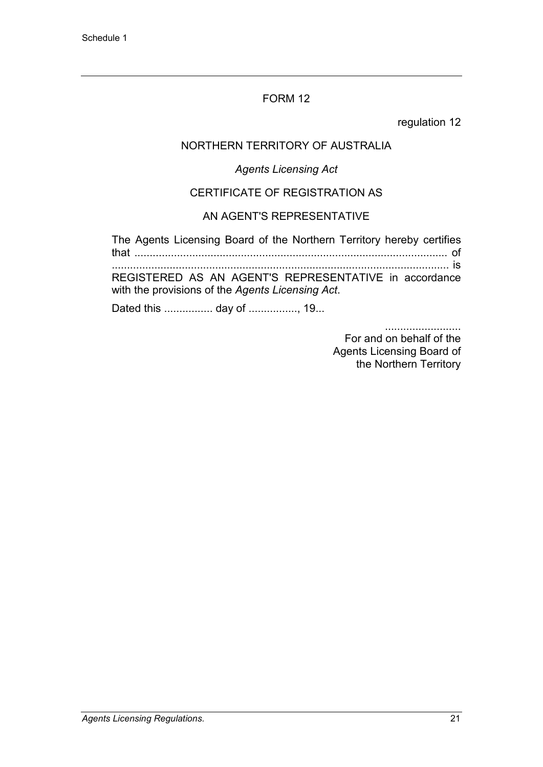## FORM 12

regulation 12

NORTHERN TERRITORY OF AUSTRALIA

*Agents Licensing Act*

CERTIFICATE OF REGISTRATION AS

AN AGENT'S REPRESENTATIVE

The Agents Licensing Board of the Northern Territory hereby certifies that ........................................................................................................ of ............................................................................................................... is REGISTERED AS AN AGENT'S REPRESENTATIVE in accordance with the provisions of the *Agents Licensing Act*.

Dated this ................ day of ................, 19...

.........................
For and on behalf of the
Agents Licensing Board of
the Northern Territory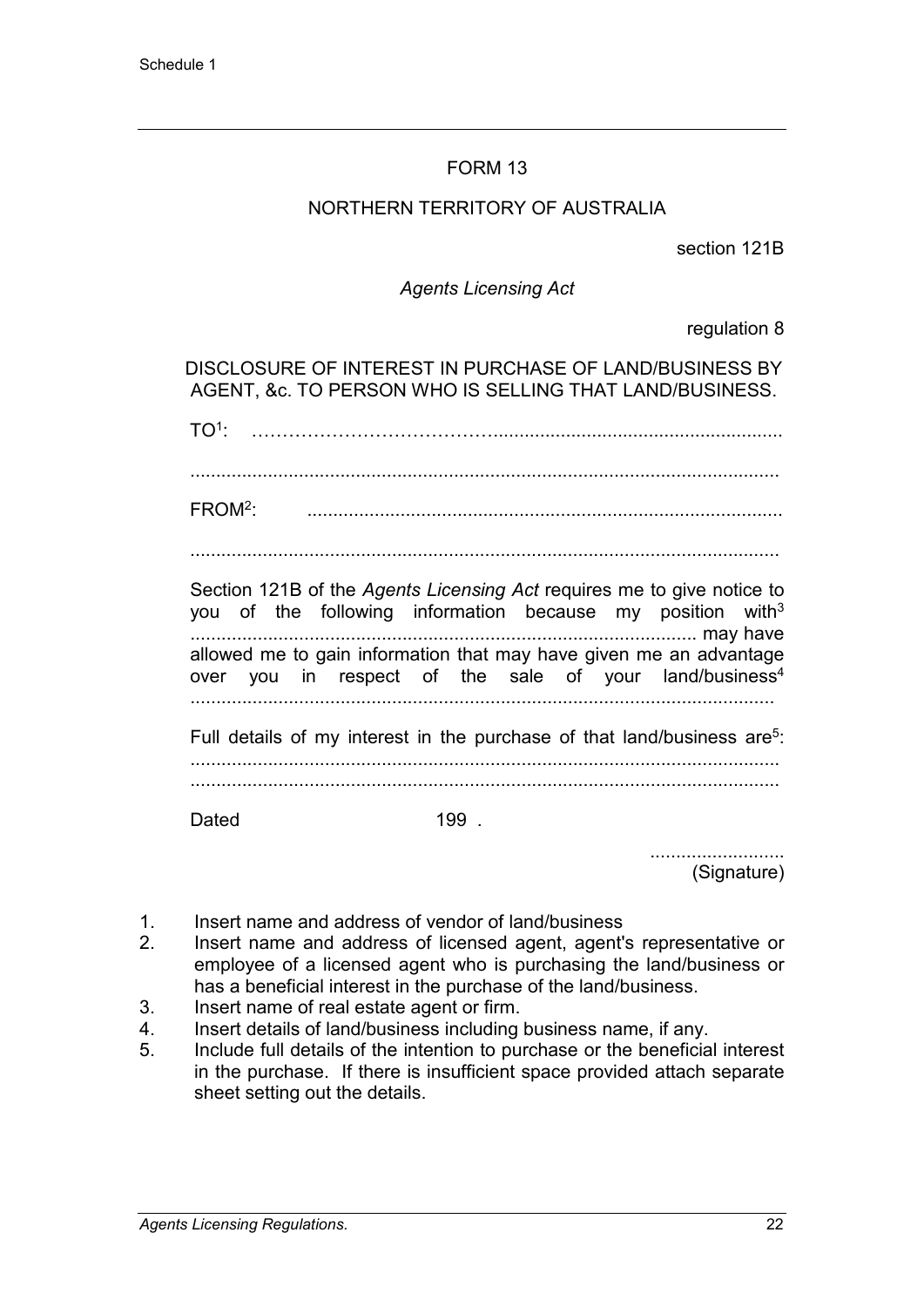Schedule 1

FORM 13

NORTHERN TERRITORY OF AUSTRALIA

section 121B

*Agents Licensing Act*

regulation 8

DISCLOSURE OF INTEREST IN PURCHASE OF LAND/BUSINESS BY AGENT, &c. TO PERSON WHO IS SELLING THAT LAND/BUSINESS.

TO[1]: ……………………………………………………………………………

……………………………………………………………………………………

FROM[2]: ……………………………………………………………………………

……………………………………………………………………………………

Section 121B of the *Agents Licensing Act* requires me to give notice to you of the following information because my position with[3] ……………………………………………………………………………… may have allowed me to gain information that may have given me an advantage over you in respect of the sale of your land/business[4] ……………………………………………………………………………………

Full details of my interest in the purchase of that land/business are[5]: ……………………………………………………………………………………
……………………………………………………………………………………

Dated 199 .

……………………
(Signature)

1. Insert name and address of vendor of land/business
2. Insert name and address of licensed agent, agent's representative or employee of a licensed agent who is purchasing the land/business or has a beneficial interest in the purchase of the land/business.
3. Insert name of real estate agent or firm.
4. Insert details of land/business including business name, if any.
5. Include full details of the intention to purchase or the beneficial interest in the purchase. If there is insufficient space provided attach separate sheet setting out the details.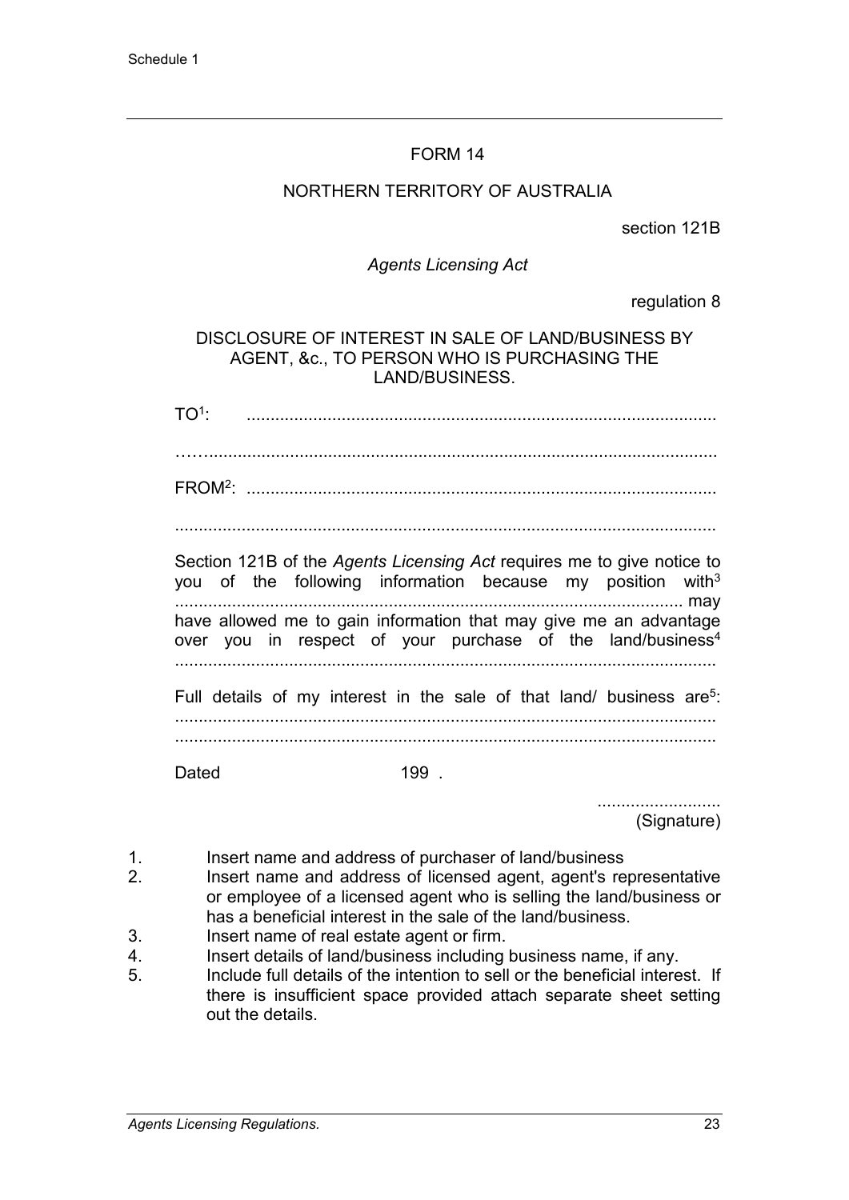Schedule 1

FORM 14

NORTHERN TERRITORY OF AUSTRALIA

section 121B

*Agents Licensing Act*

regulation 8

DISCLOSURE OF INTEREST IN SALE OF LAND/BUSINESS BY AGENT, &c., TO PERSON WHO IS PURCHASING THE LAND/BUSINESS.

TO[1]: ..................................................................................................

……..........................................................................................................

FROM[2]: ..................................................................................................

..................................................................................................................

Section 121B of the *Agents Licensing Act* requires me to give notice to you of the following information because my position with[3] .......................................................................................................... may have allowed me to gain information that may give me an advantage over you in respect of your purchase of the land/business[4] ..................................................................................................................

Full details of my interest in the sale of that land/ business are[5]: ..................................................................................................................
..................................................................................................................

Dated                    199 .

.........................
(Signature)

1. Insert name and address of purchaser of land/business
2. Insert name and address of licensed agent, agent's representative or employee of a licensed agent who is selling the land/business or has a beneficial interest in the sale of the land/business.
3. Insert name of real estate agent or firm.
4. Insert details of land/business including business name, if any.
5. Include full details of the intention to sell or the beneficial interest. If there is insufficient space provided attach separate sheet setting out the details.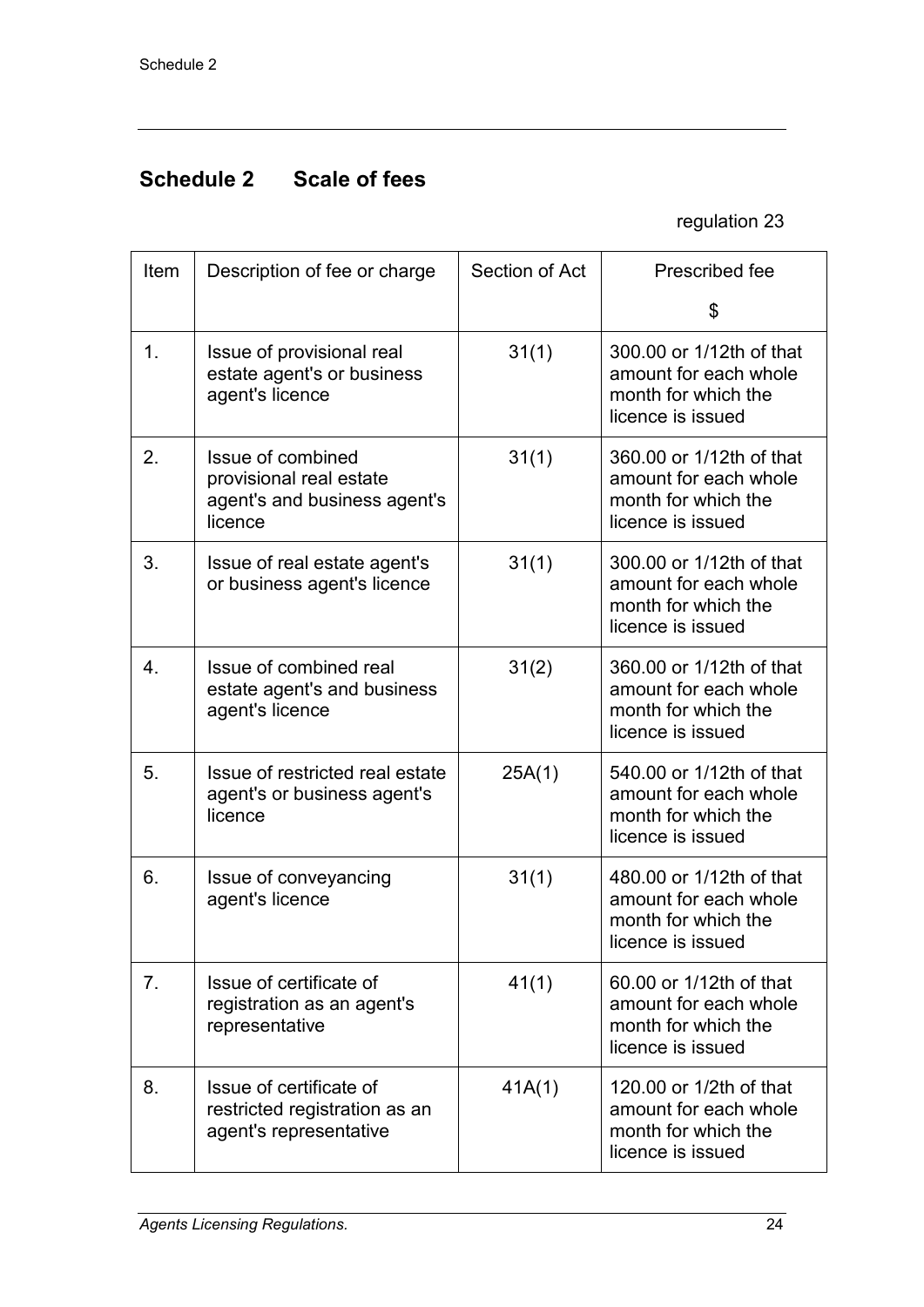# Schedule 2 Scale of fees

regulation 23

| Item | Description of fee or charge | Section of Act | Prescribed fee<br>$ |
|---|---|---|---|
| 1. | Issue of provisional real estate agent's or business agent's licence | 31(1) | 300.00 or 1/12th of that amount for each whole month for which the licence is issued |
| 2. | Issue of combined provisional real estate agent's and business agent's licence | 31(1) | 360.00 or 1/12th of that amount for each whole month for which the licence is issued |
| 3. | Issue of real estate agent's or business agent's licence | 31(1) | 300.00 or 1/12th of that amount for each whole month for which the licence is issued |
| 4. | Issue of combined real estate agent's and business agent's licence | 31(2) | 360.00 or 1/12th of that amount for each whole month for which the licence is issued |
| 5. | Issue of restricted real estate agent's or business agent's licence | 25A(1) | 540.00 or 1/12th of that amount for each whole month for which the licence is issued |
| 6. | Issue of conveyancing agent's licence | 31(1) | 480.00 or 1/12th of that amount for each whole month for which the licence is issued |
| 7. | Issue of certificate of registration as an agent's representative | 41(1) | 60.00 or 1/12th of that amount for each whole month for which the licence is issued |
| 8. | Issue of certificate of restricted registration as an agent's representative | 41A(1) | 120.00 or 1/2th of that amount for each whole month for which the licence is issued |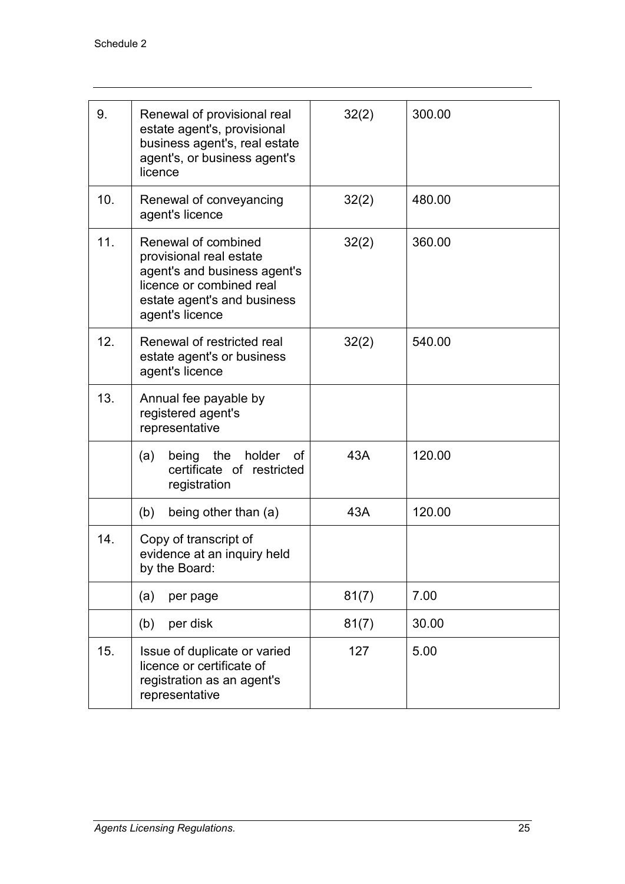| | | | |
|---|---|---|---|
| 9. | Renewal of provisional real estate agent's, provisional business agent's, real estate agent's, or business agent's licence | 32(2) | 300.00 |
| 10. | Renewal of conveyancing agent's licence | 32(2) | 480.00 |
| 11. | Renewal of combined provisional real estate agent's and business agent's licence or combined real estate agent's and business agent's licence | 32(2) | 360.00 |
| 12. | Renewal of restricted real estate agent's or business agent's licence | 32(2) | 540.00 |
| 13. | Annual fee payable by registered agent's representative | | |
| | (a) being the holder of certificate of restricted registration | 43A | 120.00 |
| | (b) being other than (a) | 43A | 120.00 |
| 14. | Copy of transcript of evidence at an inquiry held by the Board: | | |
| | (a) per page | 81(7) | 7.00 |
| | (b) per disk | 81(7) | 30.00 |
| 15. | Issue of duplicate or varied licence or certificate of registration as an agent's representative | 127 | 5.00 |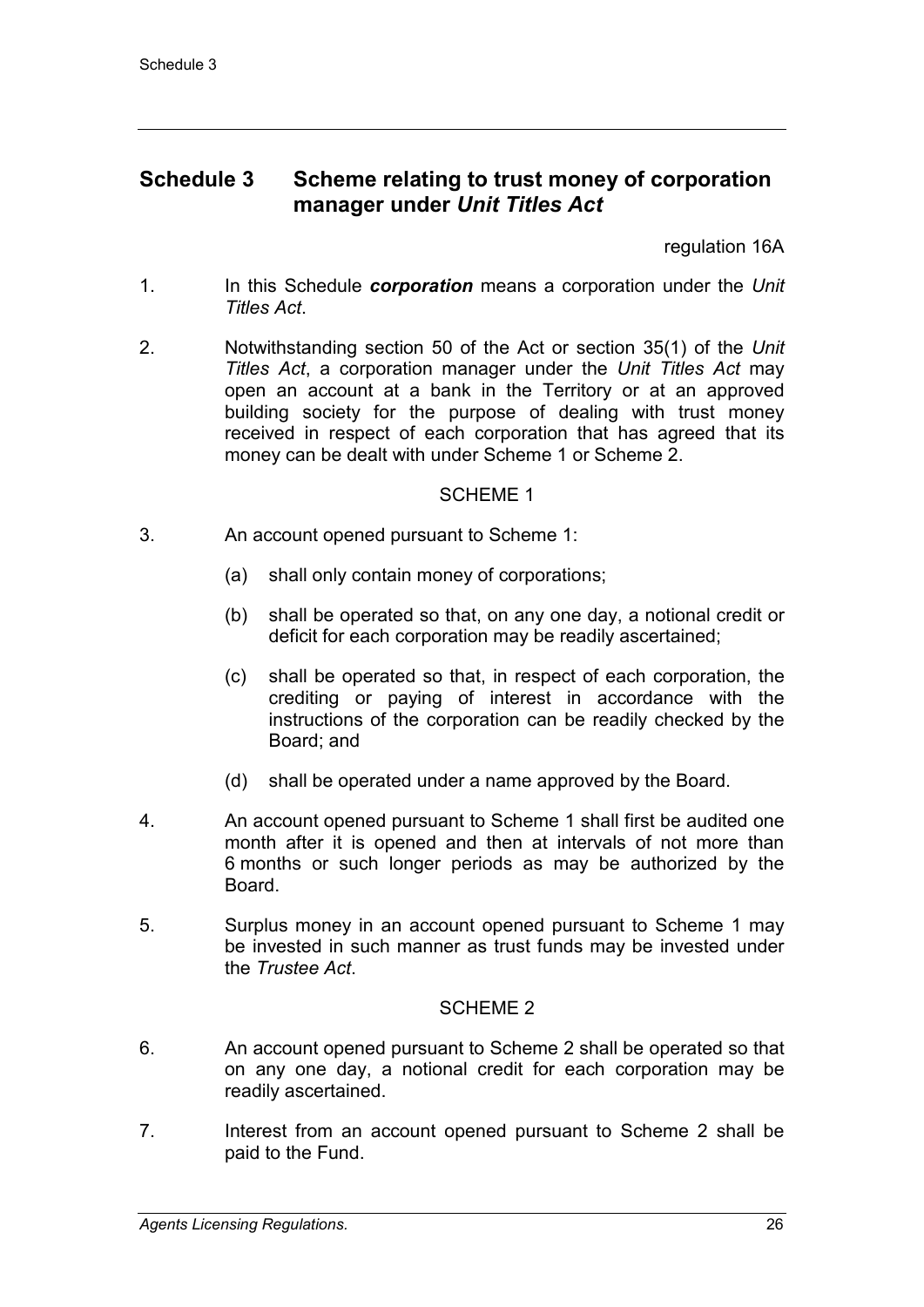## Schedule 3 Scheme relating to trust money of corporation manager under *Unit Titles Act*

regulation 16A

1. In this Schedule ***corporation*** means a corporation under the *Unit Titles Act*.

2. Notwithstanding section 50 of the Act or section 35(1) of the *Unit Titles Act*, a corporation manager under the *Unit Titles Act* may open an account at a bank in the Territory or at an approved building society for the purpose of dealing with trust money received in respect of each corporation that has agreed that its money can be dealt with under Scheme 1 or Scheme 2.

### SCHEME 1

3. An account opened pursuant to Scheme 1:

   (a) shall only contain money of corporations;

   (b) shall be operated so that, on any one day, a notional credit or deficit for each corporation may be readily ascertained;

   (c) shall be operated so that, in respect of each corporation, the crediting or paying of interest in accordance with the instructions of the corporation can be readily checked by the Board; and

   (d) shall be operated under a name approved by the Board.

4. An account opened pursuant to Scheme 1 shall first be audited one month after it is opened and then at intervals of not more than 6 months or such longer periods as may be authorized by the Board.

5. Surplus money in an account opened pursuant to Scheme 1 may be invested in such manner as trust funds may be invested under the *Trustee Act*.

### SCHEME 2

6. An account opened pursuant to Scheme 2 shall be operated so that on any one day, a notional credit for each corporation may be readily ascertained.

7. Interest from an account opened pursuant to Scheme 2 shall be paid to the Fund.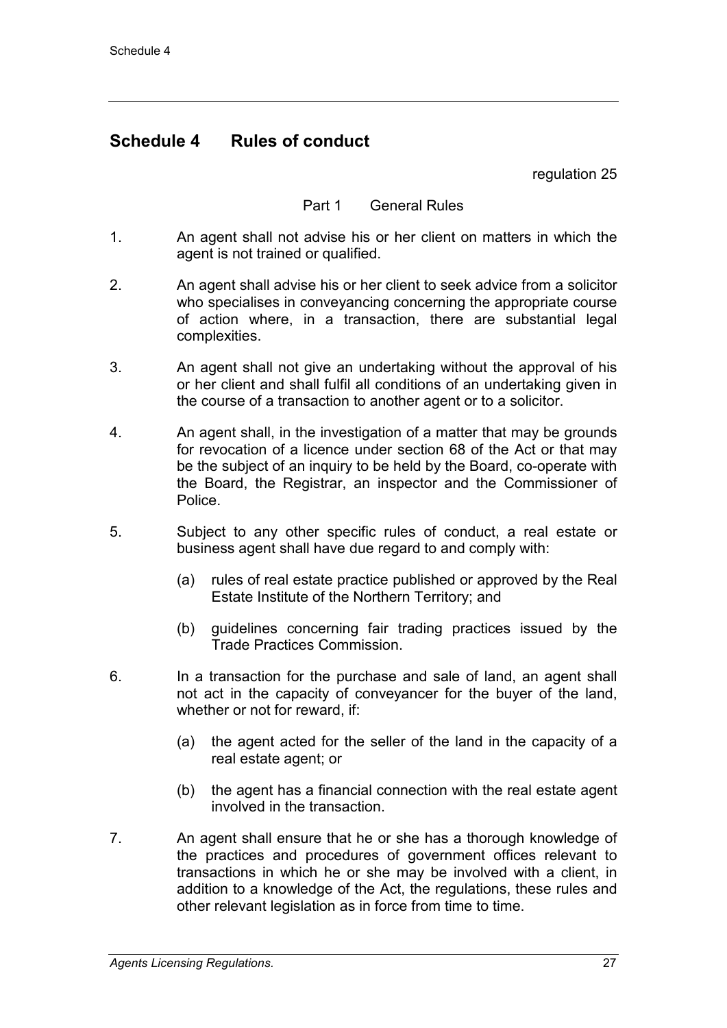# Schedule 4 Rules of conduct

regulation 25

## Part 1 General Rules

1. An agent shall not advise his or her client on matters in which the agent is not trained or qualified.

2. An agent shall advise his or her client to seek advice from a solicitor who specialises in conveyancing concerning the appropriate course of action where, in a transaction, there are substantial legal complexities.

3. An agent shall not give an undertaking without the approval of his or her client and shall fulfil all conditions of an undertaking given in the course of a transaction to another agent or to a solicitor.

4. An agent shall, in the investigation of a matter that may be grounds for revocation of a licence under section 68 of the Act or that may be the subject of an inquiry to be held by the Board, co-operate with the Board, the Registrar, an inspector and the Commissioner of Police.

5. Subject to any other specific rules of conduct, a real estate or business agent shall have due regard to and comply with:

   (a) rules of real estate practice published or approved by the Real Estate Institute of the Northern Territory; and

   (b) guidelines concerning fair trading practices issued by the Trade Practices Commission.

6. In a transaction for the purchase and sale of land, an agent shall not act in the capacity of conveyancer for the buyer of the land, whether or not for reward, if:

   (a) the agent acted for the seller of the land in the capacity of a real estate agent; or

   (b) the agent has a financial connection with the real estate agent involved in the transaction.

7. An agent shall ensure that he or she has a thorough knowledge of the practices and procedures of government offices relevant to transactions in which he or she may be involved with a client, in addition to a knowledge of the Act, the regulations, these rules and other relevant legislation as in force from time to time.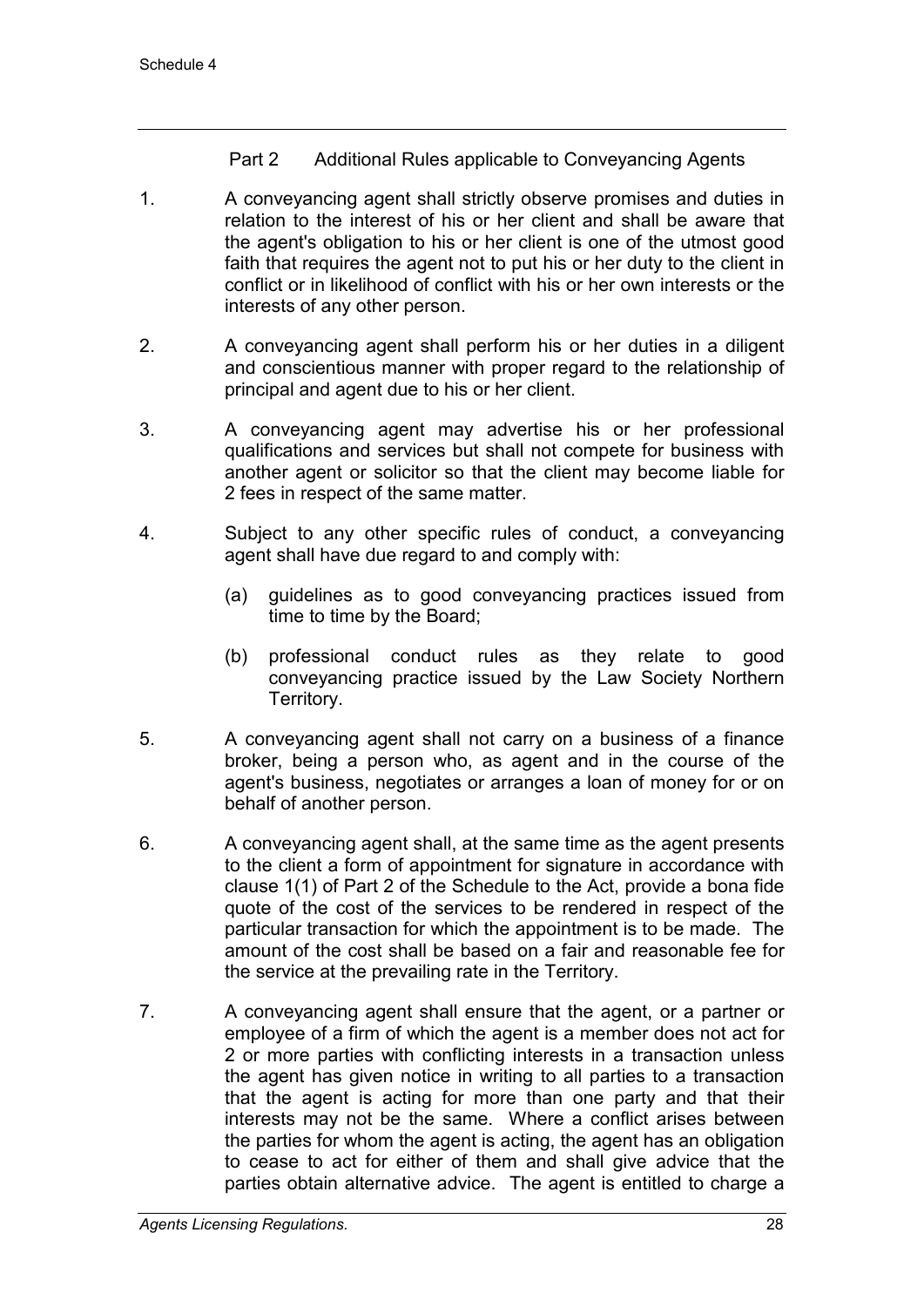## Part 2 Additional Rules applicable to Conveyancing Agents

1. A conveyancing agent shall strictly observe promises and duties in relation to the interest of his or her client and shall be aware that the agent's obligation to his or her client is one of the utmost good faith that requires the agent not to put his or her duty to the client in conflict or in likelihood of conflict with his or her own interests or the interests of any other person.

2. A conveyancing agent shall perform his or her duties in a diligent and conscientious manner with proper regard to the relationship of principal and agent due to his or her client.

3. A conveyancing agent may advertise his or her professional qualifications and services but shall not compete for business with another agent or solicitor so that the client may become liable for 2 fees in respect of the same matter.

4. Subject to any other specific rules of conduct, a conveyancing agent shall have due regard to and comply with:

   (a) guidelines as to good conveyancing practices issued from time to time by the Board;

   (b) professional conduct rules as they relate to good conveyancing practice issued by the Law Society Northern Territory.

5. A conveyancing agent shall not carry on a business of a finance broker, being a person who, as agent and in the course of the agent's business, negotiates or arranges a loan of money for or on behalf of another person.

6. A conveyancing agent shall, at the same time as the agent presents to the client a form of appointment for signature in accordance with clause 1(1) of Part 2 of the Schedule to the Act, provide a bona fide quote of the cost of the services to be rendered in respect of the particular transaction for which the appointment is to be made. The amount of the cost shall be based on a fair and reasonable fee for the service at the prevailing rate in the Territory.

7. A conveyancing agent shall ensure that the agent, or a partner or employee of a firm of which the agent is a member does not act for 2 or more parties with conflicting interests in a transaction unless the agent has given notice in writing to all parties to a transaction that the agent is acting for more than one party and that their interests may not be the same. Where a conflict arises between the parties for whom the agent is acting, the agent has an obligation to cease to act for either of them and shall give advice that the parties obtain alternative advice. The agent is entitled to charge a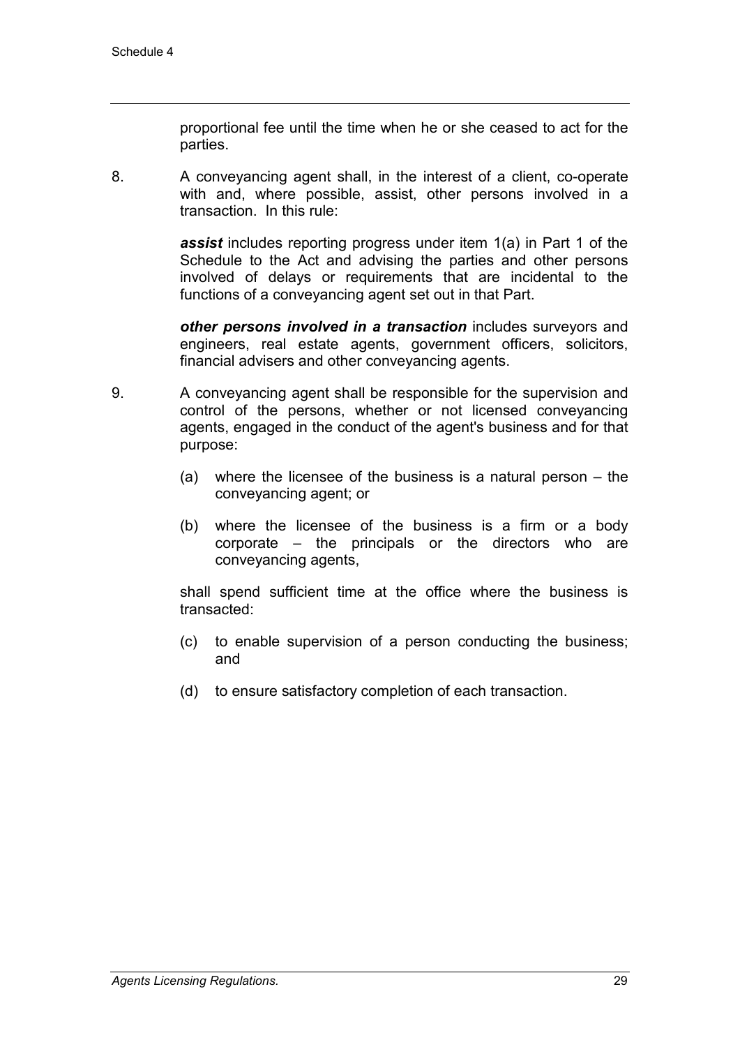proportional fee until the time when he or she ceased to act for the parties.

8. A conveyancing agent shall, in the interest of a client, co-operate with and, where possible, assist, other persons involved in a transaction. In this rule:

***assist*** includes reporting progress under item 1(a) in Part 1 of the Schedule to the Act and advising the parties and other persons involved of delays or requirements that are incidental to the functions of a conveyancing agent set out in that Part.

***other persons involved in a transaction*** includes surveyors and engineers, real estate agents, government officers, solicitors, financial advisers and other conveyancing agents.

9. A conveyancing agent shall be responsible for the supervision and control of the persons, whether or not licensed conveyancing agents, engaged in the conduct of the agent's business and for that purpose:

   (a) where the licensee of the business is a natural person – the conveyancing agent; or

   (b) where the licensee of the business is a firm or a body corporate – the principals or the directors who are conveyancing agents,

   shall spend sufficient time at the office where the business is transacted:

   (c) to enable supervision of a person conducting the business; and

   (d) to ensure satisfactory completion of each transaction.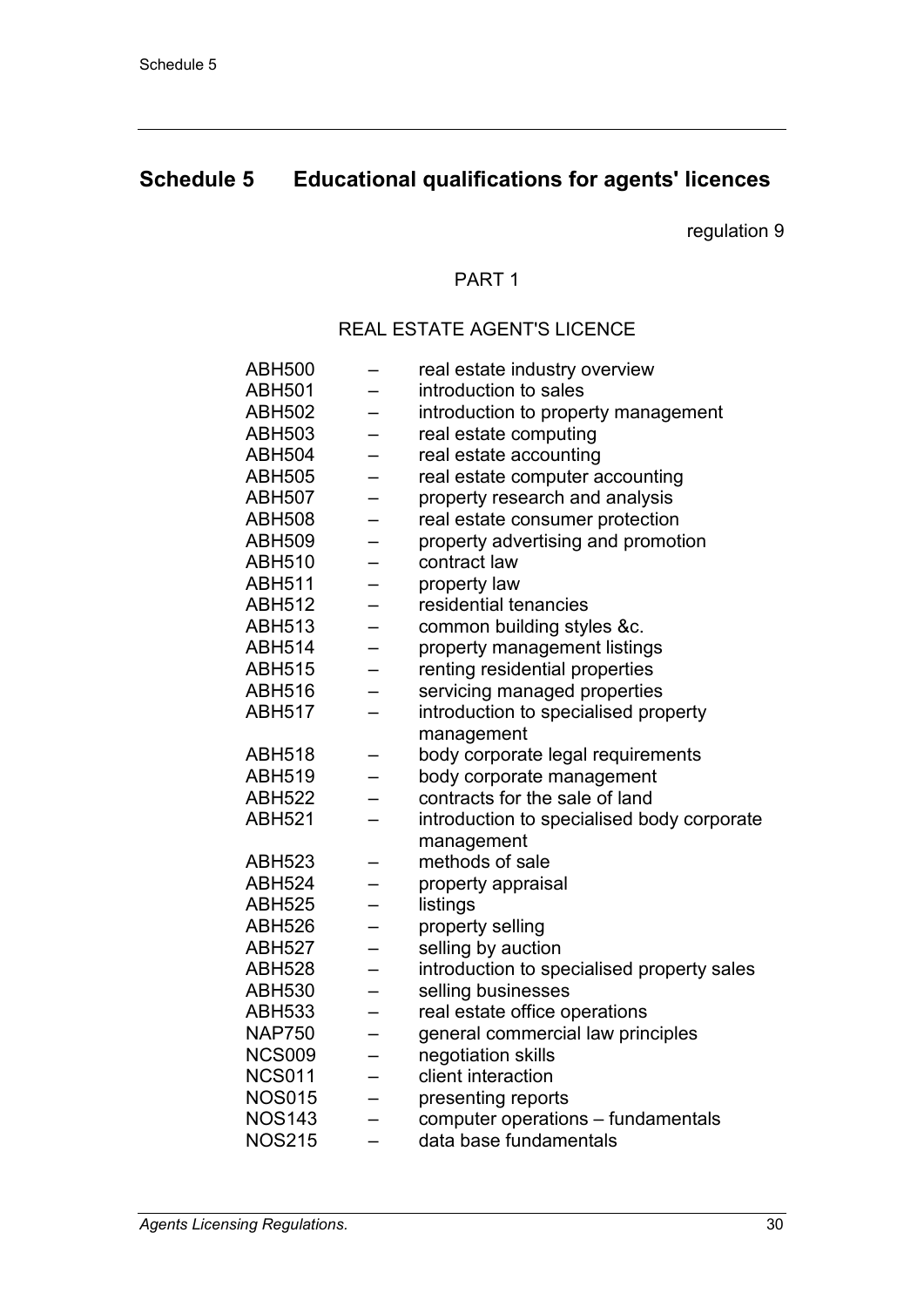# Schedule 5 Educational qualifications for agents' licences

regulation 9

PART 1

REAL ESTATE AGENT'S LICENCE

| | | |
|---|---|---|
| ABH500 | – | real estate industry overview |
| ABH501 | – | introduction to sales |
| ABH502 | – | introduction to property management |
| ABH503 | – | real estate computing |
| ABH504 | – | real estate accounting |
| ABH505 | – | real estate computer accounting |
| ABH507 | – | property research and analysis |
| ABH508 | – | real estate consumer protection |
| ABH509 | – | property advertising and promotion |
| ABH510 | – | contract law |
| ABH511 | – | property law |
| ABH512 | – | residential tenancies |
| ABH513 | – | common building styles &c. |
| ABH514 | – | property management listings |
| ABH515 | – | renting residential properties |
| ABH516 | – | servicing managed properties |
| ABH517 | – | introduction to specialised property management |
| ABH518 | – | body corporate legal requirements |
| ABH519 | – | body corporate management |
| ABH522 | – | contracts for the sale of land |
| ABH521 | – | introduction to specialised body corporate management |
| ABH523 | – | methods of sale |
| ABH524 | – | property appraisal |
| ABH525 | – | listings |
| ABH526 | – | property selling |
| ABH527 | – | selling by auction |
| ABH528 | – | introduction to specialised property sales |
| ABH530 | – | selling businesses |
| ABH533 | – | real estate office operations |
| NAP750 | – | general commercial law principles |
| NCS009 | – | negotiation skills |
| NCS011 | – | client interaction |
| NOS015 | – | presenting reports |
| NOS143 | – | computer operations – fundamentals |
| NOS215 | – | data base fundamentals |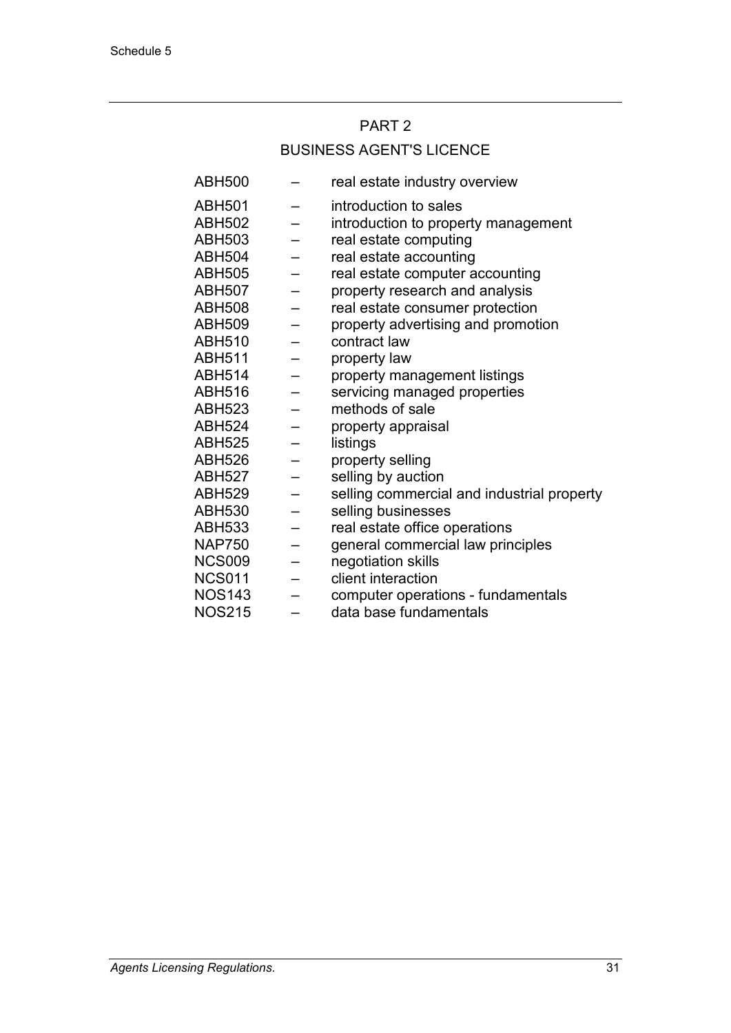## PART 2

### BUSINESS AGENT'S LICENCE

ABH500 – real estate industry overview

ABH501 – introduction to sales
ABH502 – introduction to property management
ABH503 – real estate computing
ABH504 – real estate accounting
ABH505 – real estate computer accounting
ABH507 – property research and analysis
ABH508 – real estate consumer protection
ABH509 – property advertising and promotion
ABH510 – contract law
ABH511 – property law
ABH514 – property management listings
ABH516 – servicing managed properties
ABH523 – methods of sale
ABH524 – property appraisal
ABH525 – listings
ABH526 – property selling
ABH527 – selling by auction
ABH529 – selling commercial and industrial property
ABH530 – selling businesses
ABH533 – real estate office operations
NAP750 – general commercial law principles
NCS009 – negotiation skills
NCS011 – client interaction
NOS143 – computer operations - fundamentals
NOS215 – data base fundamentals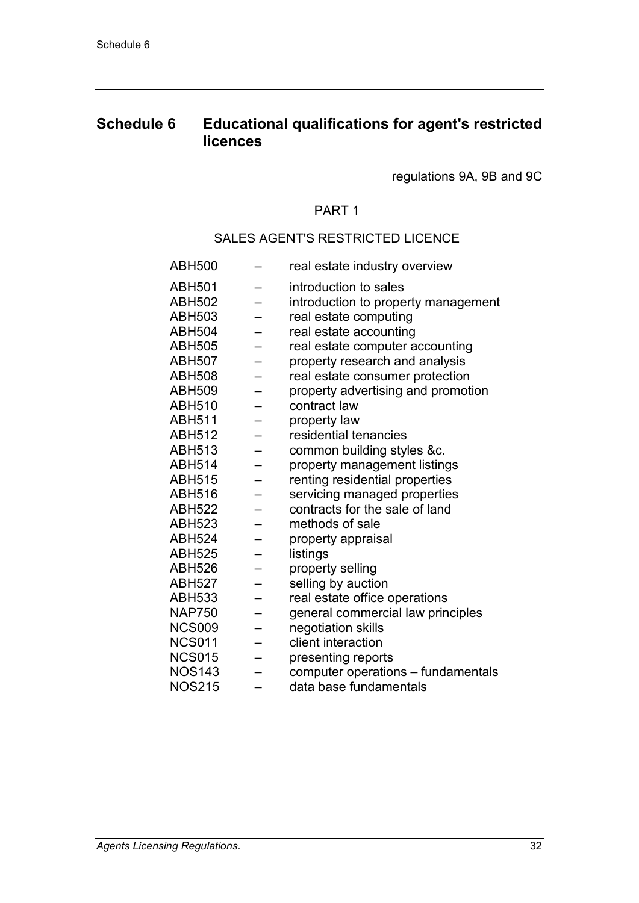## Schedule 6 Educational qualifications for agent's restricted licences

regulations 9A, 9B and 9C

PART 1

SALES AGENT'S RESTRICTED LICENCE

ABH500 – real estate industry overview

ABH501 – introduction to sales
ABH502 – introduction to property management
ABH503 – real estate computing
ABH504 – real estate accounting
ABH505 – real estate computer accounting
ABH507 – property research and analysis
ABH508 – real estate consumer protection
ABH509 – property advertising and promotion
ABH510 – contract law
ABH511 – property law
ABH512 – residential tenancies
ABH513 – common building styles &c.
ABH514 – property management listings
ABH515 – renting residential properties
ABH516 – servicing managed properties
ABH522 – contracts for the sale of land
ABH523 – methods of sale
ABH524 – property appraisal
ABH525 – listings
ABH526 – property selling
ABH527 – selling by auction
ABH533 – real estate office operations
NAP750 – general commercial law principles
NCS009 – negotiation skills
NCS011 – client interaction
NCS015 – presenting reports
NOS143 – computer operations – fundamentals
NOS215 – data base fundamentals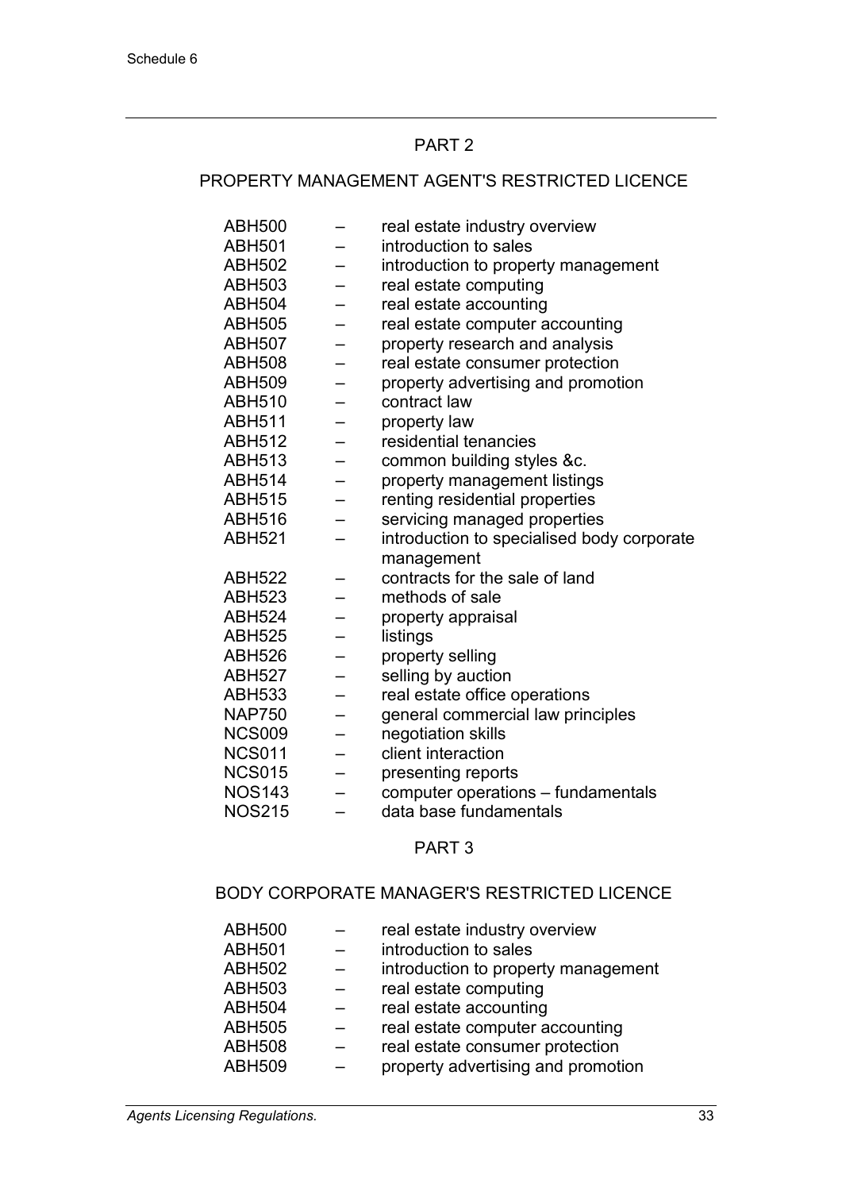## PART 2

## PROPERTY MANAGEMENT AGENT'S RESTRICTED LICENCE

ABH500 – real estate industry overview
ABH501 – introduction to sales
ABH502 – introduction to property management
ABH503 – real estate computing
ABH504 – real estate accounting
ABH505 – real estate computer accounting
ABH507 – property research and analysis
ABH508 – real estate consumer protection
ABH509 – property advertising and promotion
ABH510 – contract law
ABH511 – property law
ABH512 – residential tenancies
ABH513 – common building styles &c.
ABH514 – property management listings
ABH515 – renting residential properties
ABH516 – servicing managed properties
ABH521 – introduction to specialised body corporate management
ABH522 – contracts for the sale of land
ABH523 – methods of sale
ABH524 – property appraisal
ABH525 – listings
ABH526 – property selling
ABH527 – selling by auction
ABH533 – real estate office operations
NAP750 – general commercial law principles
NCS009 – negotiation skills
NCS011 – client interaction
NCS015 – presenting reports
NOS143 – computer operations – fundamentals
NOS215 – data base fundamentals

## PART 3

## BODY CORPORATE MANAGER'S RESTRICTED LICENCE

ABH500 – real estate industry overview
ABH501 – introduction to sales
ABH502 – introduction to property management
ABH503 – real estate computing
ABH504 – real estate accounting
ABH505 – real estate computer accounting
ABH508 – real estate consumer protection
ABH509 – property advertising and promotion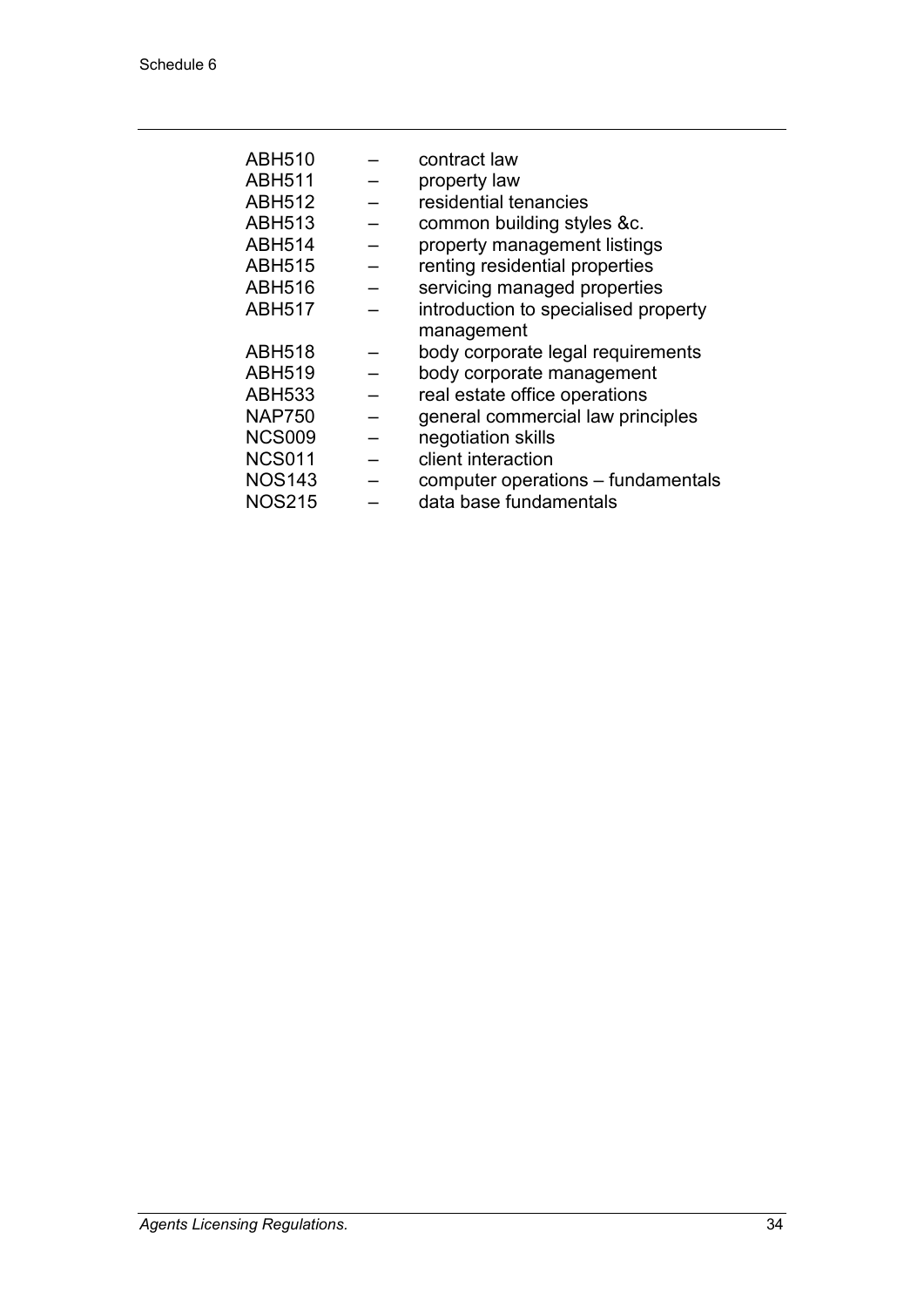ABH510 – contract law
ABH511 – property law
ABH512 – residential tenancies
ABH513 – common building styles &c.
ABH514 – property management listings
ABH515 – renting residential properties
ABH516 – servicing managed properties
ABH517 – introduction to specialised property management
ABH518 – body corporate legal requirements
ABH519 – body corporate management
ABH533 – real estate office operations
NAP750 – general commercial law principles
NCS009 – negotiation skills
NCS011 – client interaction
NOS143 – computer operations – fundamentals
NOS215 – data base fundamentals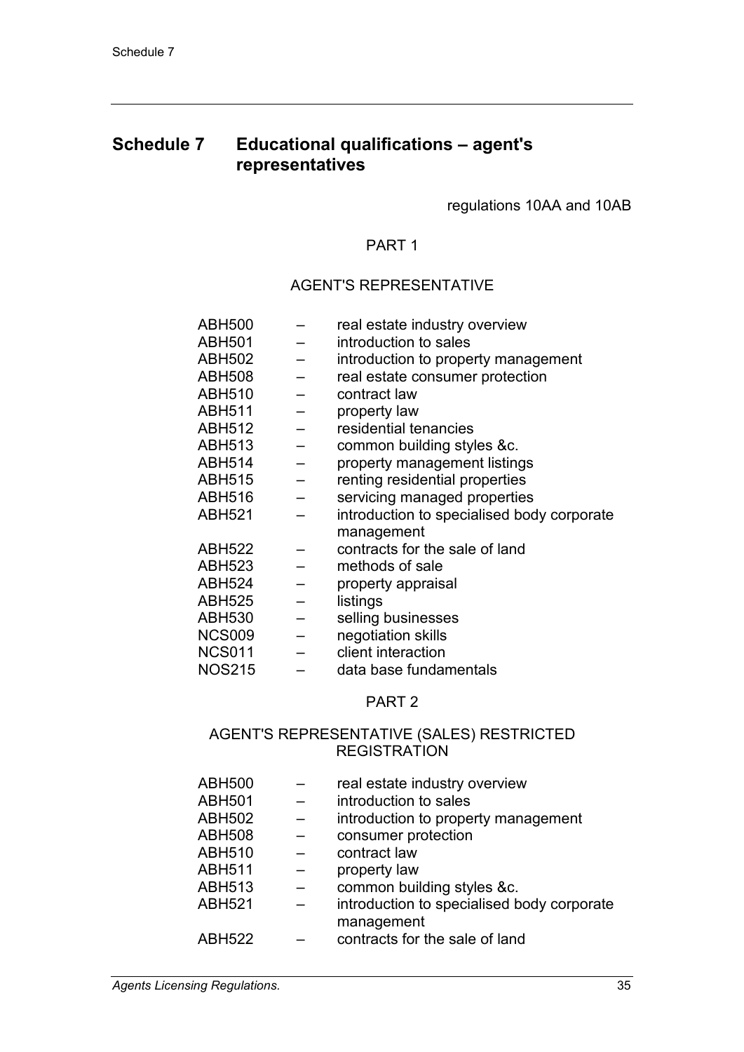# Schedule 7 Educational qualifications – agent's representatives

regulations 10AA and 10AB

PART 1

AGENT'S REPRESENTATIVE

ABH500 – real estate industry overview
ABH501 – introduction to sales
ABH502 – introduction to property management
ABH508 – real estate consumer protection
ABH510 – contract law
ABH511 – property law
ABH512 – residential tenancies
ABH513 – common building styles &c.
ABH514 – property management listings
ABH515 – renting residential properties
ABH516 – servicing managed properties
ABH521 – introduction to specialised body corporate management
ABH522 – contracts for the sale of land
ABH523 – methods of sale
ABH524 – property appraisal
ABH525 – listings
ABH530 – selling businesses
NCS009 – negotiation skills
NCS011 – client interaction
NOS215 – data base fundamentals

PART 2

AGENT'S REPRESENTATIVE (SALES) RESTRICTED REGISTRATION

ABH500 – real estate industry overview
ABH501 – introduction to sales
ABH502 – introduction to property management
ABH508 – consumer protection
ABH510 – contract law
ABH511 – property law
ABH513 – common building styles &c.
ABH521 – introduction to specialised body corporate management
ABH522 – contracts for the sale of land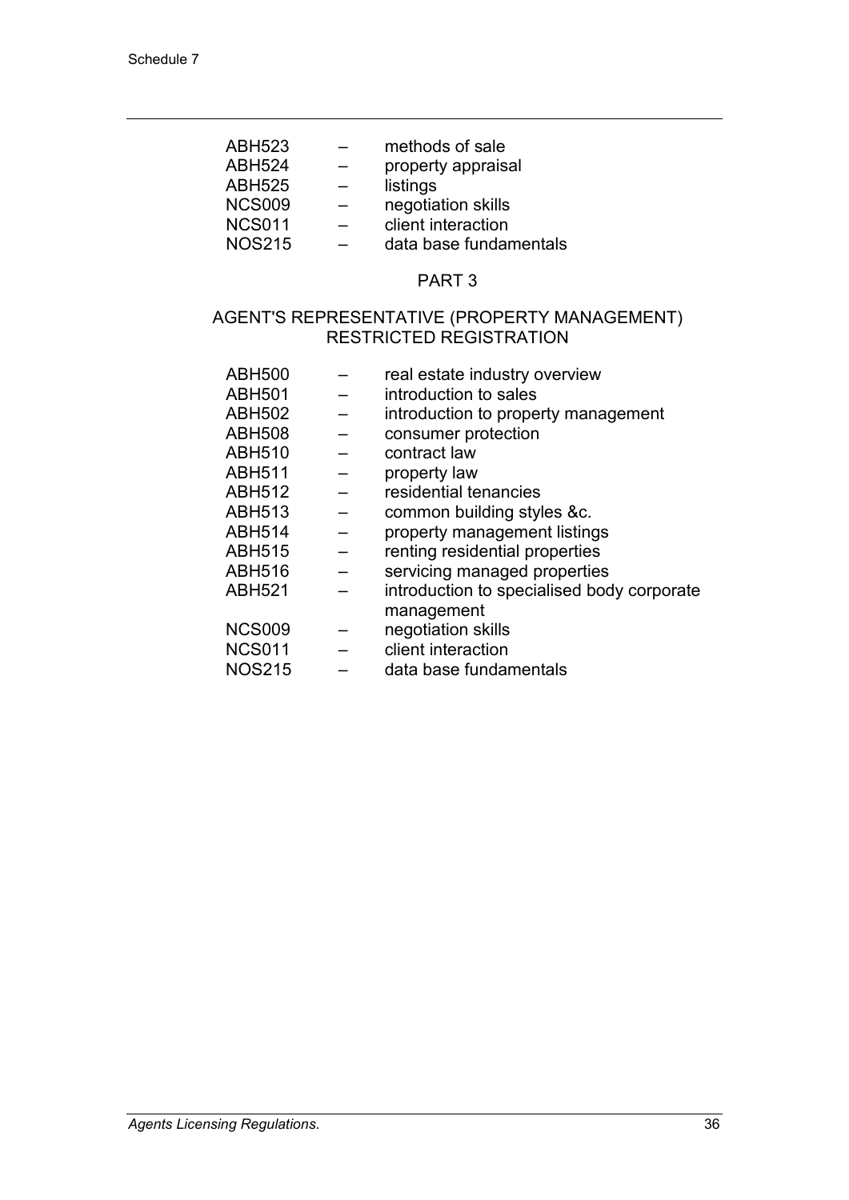ABH523 – methods of sale
ABH524 – property appraisal
ABH525 – listings
NCS009 – negotiation skills
NCS011 – client interaction
NOS215 – data base fundamentals

## PART 3

## AGENT'S REPRESENTATIVE (PROPERTY MANAGEMENT) RESTRICTED REGISTRATION

ABH500 – real estate industry overview
ABH501 – introduction to sales
ABH502 – introduction to property management
ABH508 – consumer protection
ABH510 – contract law
ABH511 – property law
ABH512 – residential tenancies
ABH513 – common building styles &c.
ABH514 – property management listings
ABH515 – renting residential properties
ABH516 – servicing managed properties
ABH521 – introduction to specialised body corporate management
NCS009 – negotiation skills
NCS011 – client interaction
NOS215 – data base fundamentals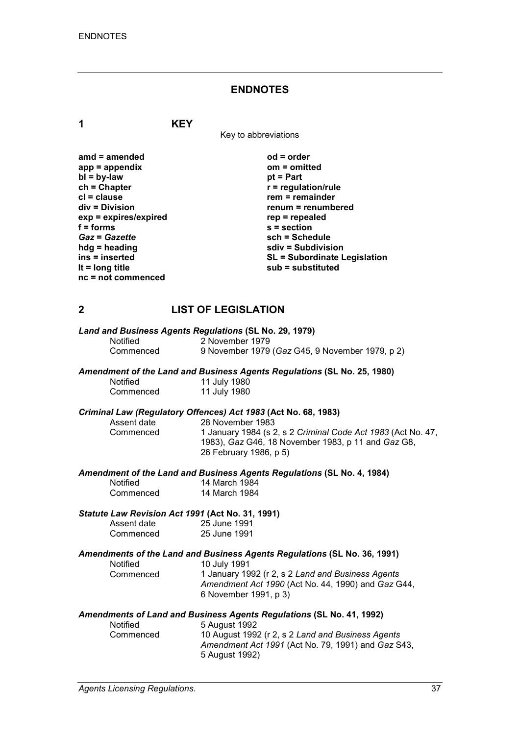# ENDNOTES

## 1 KEY

Key to abbreviations

**amd = amended**
**app = appendix**
**bl = by-law**
**ch = Chapter**
**cl = clause**
**div = Division**
**exp = expires/expired**
**f = forms**
***Gaz* = *Gazette***
**hdg = heading**
**ins = inserted**
**lt = long title**
**nc = not commenced**
**od = order**
**om = omitted**
**pt = Part**
**r = regulation/rule**
**rem = remainder**
**renum = renumbered**
**rep = repealed**
**s = section**
**sch = Schedule**
**sdiv = Subdivision**
**SL = Subordinate Legislation**
**sub = substituted**

## 2 LIST OF LEGISLATION

***Land and Business Agents Regulations* (SL No. 29, 1979)**

Notified 2 November 1979
Commenced 9 November 1979 (*Gaz* G45, 9 November 1979, p 2)

***Amendment of the Land and Business Agents Regulations* (SL No. 25, 1980)**

Notified 11 July 1980
Commenced 11 July 1980

***Criminal Law (Regulatory Offences) Act 1983* (Act No. 68, 1983)**

Assent date 28 November 1983
Commenced 1 January 1984 (s 2, s 2 *Criminal Code Act 1983* (Act No. 47, 1983), *Gaz* G46, 18 November 1983, p 11 and *Gaz* G8, 26 February 1986, p 5)

***Amendment of the Land and Business Agents Regulations* (SL No. 4, 1984)**

Notified 14 March 1984
Commenced 14 March 1984

***Statute Law Revision Act 1991* (Act No. 31, 1991)**

Assent date 25 June 1991
Commenced 25 June 1991

***Amendments of the Land and Business Agents Regulations* (SL No. 36, 1991)**

Notified 10 July 1991
Commenced 1 January 1992 (r 2, s 2 *Land and Business Agents Amendment Act 1990* (Act No. 44, 1990) and *Gaz* G44, 6 November 1991, p 3)

***Amendments of Land and Business Agents Regulations* (SL No. 41, 1992)**

Notified 5 August 1992
Commenced 10 August 1992 (r 2, s 2 *Land and Business Agents Amendment Act 1991* (Act No. 79, 1991) and *Gaz* S43, 5 August 1992)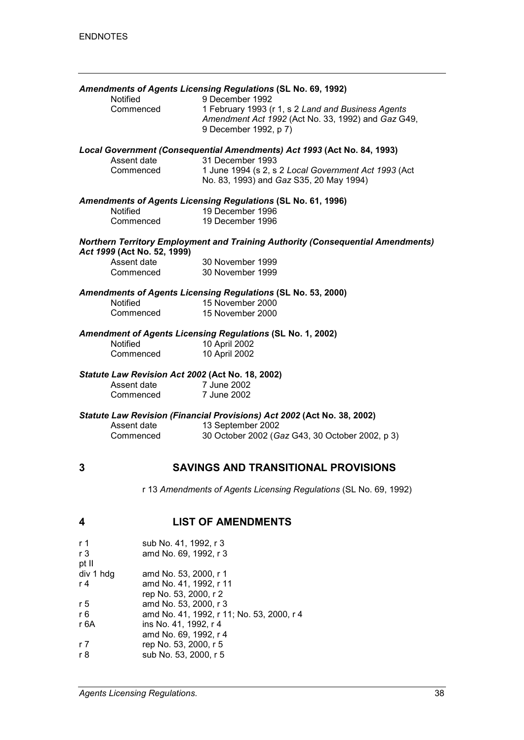***Amendments of Agents Licensing Regulations* (SL No. 69, 1992)**

| | |
|---|---|
| Notified | 9 December 1992 |
| Commenced | 1 February 1993 (r 1, s 2 *Land and Business Agents Amendment Act 1992* (Act No. 33, 1992) and *Gaz* G49, 9 December 1992, p 7) |

***Local Government (Consequential Amendments) Act 1993* (Act No. 84, 1993)**

| | |
|---|---|
| Assent date | 31 December 1993 |
| Commenced | 1 June 1994 (s 2, s 2 *Local Government Act 1993* (Act No. 83, 1993) and *Gaz* S35, 20 May 1994) |

***Amendments of Agents Licensing Regulations* (SL No. 61, 1996)**

| | |
|---|---|
| Notified | 19 December 1996 |
| Commenced | 19 December 1996 |

***Northern Territory Employment and Training Authority (Consequential Amendments) Act 1999* (Act No. 52, 1999)**

| | |
|---|---|
| Assent date | 30 November 1999 |
| Commenced | 30 November 1999 |

***Amendments of Agents Licensing Regulations* (SL No. 53, 2000)**

| | |
|---|---|
| Notified | 15 November 2000 |
| Commenced | 15 November 2000 |

***Amendment of Agents Licensing Regulations* (SL No. 1, 2002)**

| | |
|---|---|
| Notified | 10 April 2002 |
| Commenced | 10 April 2002 |

***Statute Law Revision Act 2002* (Act No. 18, 2002)**

| | |
|---|---|
| Assent date | 7 June 2002 |
| Commenced | 7 June 2002 |

***Statute Law Revision (Financial Provisions) Act 2002* (Act No. 38, 2002)**

| | |
|---|---|
| Assent date | 13 September 2002 |
| Commenced | 30 October 2002 (*Gaz* G43, 30 October 2002, p 3) |

## 3 SAVINGS AND TRANSITIONAL PROVISIONS

r 13 *Amendments of Agents Licensing Regulations* (SL No. 69, 1992)

## 4 LIST OF AMENDMENTS

| | |
|---|---|
| r 1 | sub No. 41, 1992, r 3 |
| r 3 | amd No. 69, 1992, r 3 |
| pt II | |
| div 1 hdg | amd No. 53, 2000, r 1 |
| r 4 | amd No. 41, 1992, r 11 |
| | rep No. 53, 2000, r 2 |
| r 5 | amd No. 53, 2000, r 3 |
| r 6 | amd No. 41, 1992, r 11; No. 53, 2000, r 4 |
| r 6A | ins No. 41, 1992, r 4 |
| | amd No. 69, 1992, r 4 |
| r 7 | rep No. 53, 2000, r 5 |
| r 8 | sub No. 53, 2000, r 5 |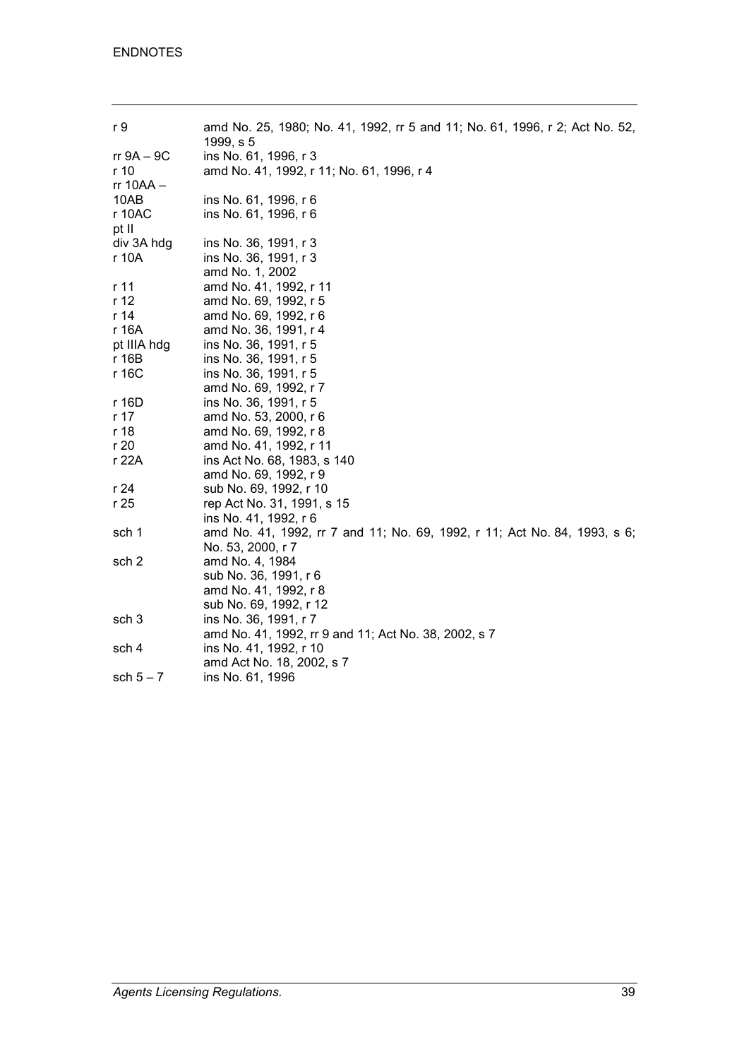| | |
|---|---|
| r 9 | amd No. 25, 1980; No. 41, 1992, rr 5 and 11; No. 61, 1996, r 2; Act No. 52, 1999, s 5 |
| rr 9A – 9C | ins No. 61, 1996, r 3 |
| r 10 | amd No. 41, 1992, r 11; No. 61, 1996, r 4 |
| rr 10AA – 10AB | ins No. 61, 1996, r 6 |
| r 10AC | ins No. 61, 1996, r 6 |
| pt II | |
| div 3A hdg | ins No. 36, 1991, r 3 |
| r 10A | ins No. 36, 1991, r 3 |
| | amd No. 1, 2002 |
| r 11 | amd No. 41, 1992, r 11 |
| r 12 | amd No. 69, 1992, r 5 |
| r 14 | amd No. 69, 1992, r 6 |
| r 16A | amd No. 36, 1991, r 4 |
| pt IIIA hdg | ins No. 36, 1991, r 5 |
| r 16B | ins No. 36, 1991, r 5 |
| r 16C | ins No. 36, 1991, r 5 |
| | amd No. 69, 1992, r 7 |
| r 16D | ins No. 36, 1991, r 5 |
| r 17 | amd No. 53, 2000, r 6 |
| r 18 | amd No. 69, 1992, r 8 |
| r 20 | amd No. 41, 1992, r 11 |
| r 22A | ins Act No. 68, 1983, s 140 |
| | amd No. 69, 1992, r 9 |
| r 24 | sub No. 69, 1992, r 10 |
| r 25 | rep Act No. 31, 1991, s 15 |
| | ins No. 41, 1992, r 6 |
| sch 1 | amd No. 41, 1992, rr 7 and 11; No. 69, 1992, r 11; Act No. 84, 1993, s 6; No. 53, 2000, r 7 |
| sch 2 | amd No. 4, 1984 |
| | sub No. 36, 1991, r 6 |
| | amd No. 41, 1992, r 8 |
| | sub No. 69, 1992, r 12 |
| sch 3 | ins No. 36, 1991, r 7 |
| | amd No. 41, 1992, rr 9 and 11; Act No. 38, 2002, s 7 |
| sch 4 | ins No. 41, 1992, r 10 |
| | amd Act No. 18, 2002, s 7 |
| sch 5 – 7 | ins No. 61, 1996 |